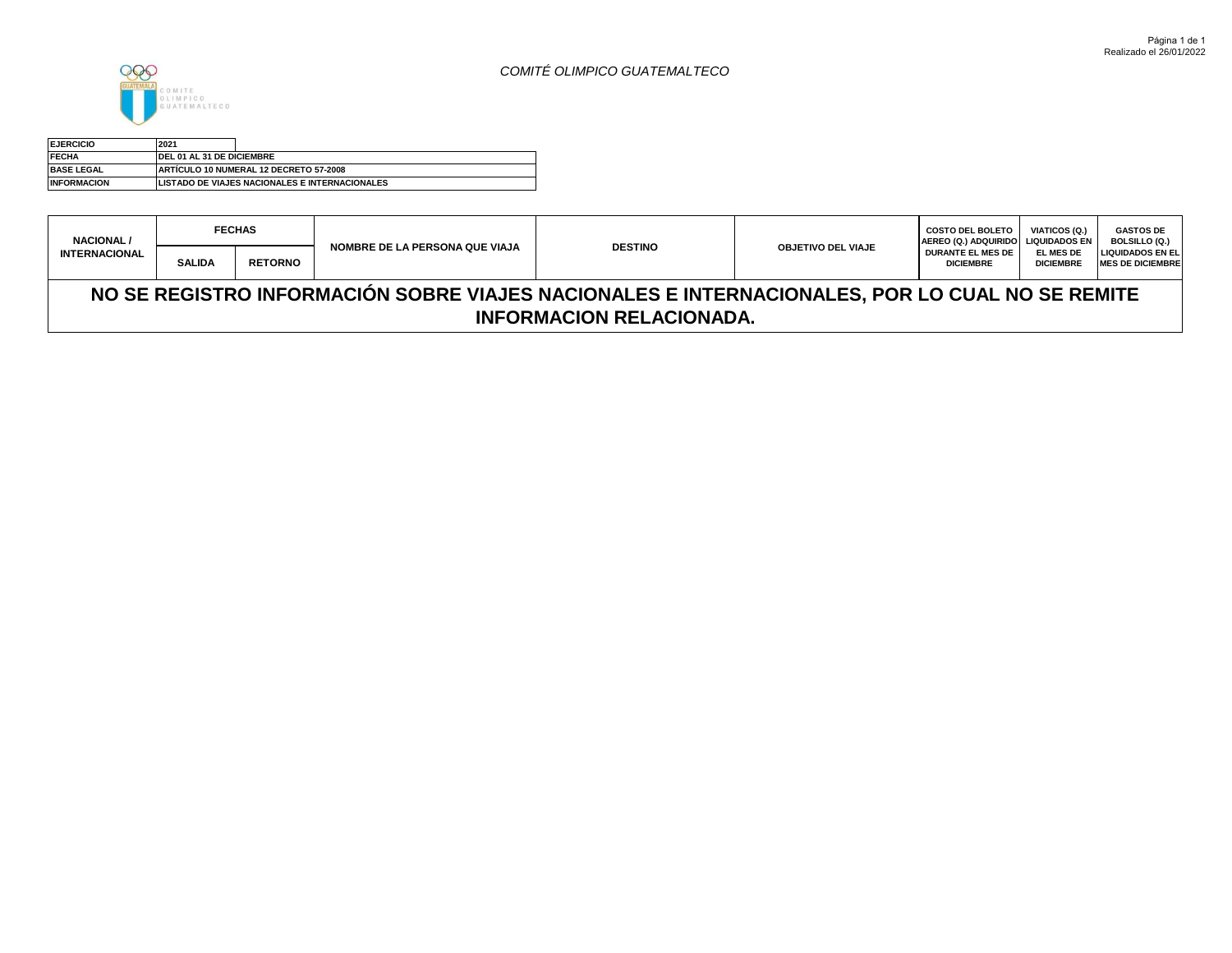*COMITÉ OLIMPICO GUATEMALTECO*

| EJERCICIO | 2021 |
|---|---|
| FECHA | DEL 01 AL 31 DE DICIEMBRE |
| BASE LEGAL | ARTÍCULO 10 NUMERAL 12 DECRETO 57-2008 |
| INFORMACION | LISTADO DE VIAJES NACIONALES E INTERNACIONALES |

| NACIONAL / INTERNACIONAL | FECHAS | | NOMBRE DE LA PERSONA QUE VIAJA | DESTINO | OBJETIVO DEL VIAJE | COSTO DEL BOLETO AEREO (Q.) ADQUIRIDO DURANTE EL MES DE DICIEMBRE | VIATICOS (Q.) LIQUIDADOS EN EL MES DE DICIEMBRE | GASTOS DE BOLSILLO (Q.) LIQUIDADOS EN EL MES DE DICIEMBRE |
|---|---|---|---|---|---|---|---|---|
| | SALIDA | RETORNO | | | | | | |
| NO SE REGISTRO INFORMACIÓN SOBRE VIAJES NACIONALES E INTERNACIONALES, POR LO CUAL NO SE REMITE INFORMACION RELACIONADA. | | | | | | | | |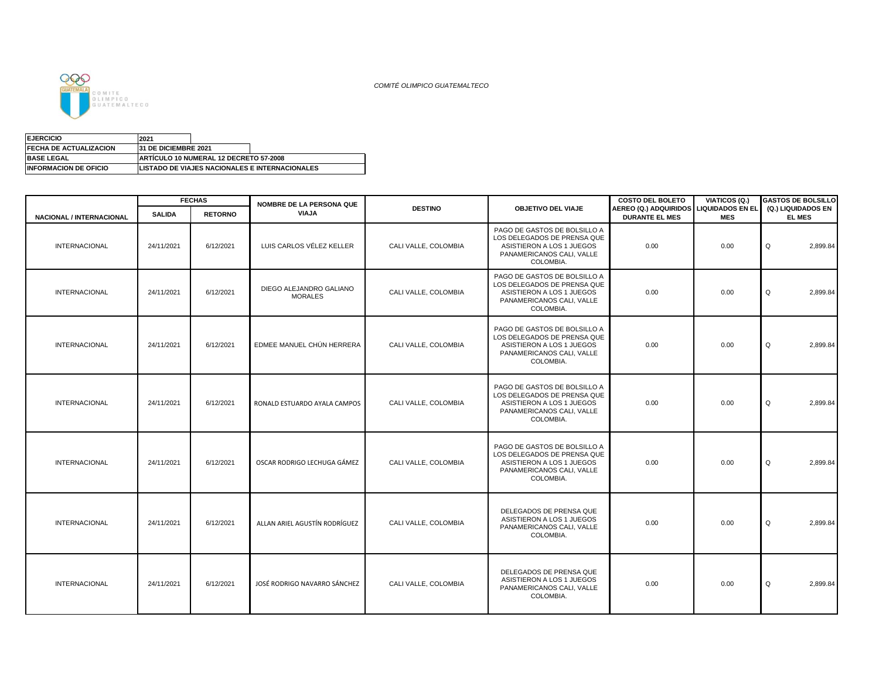*COMITÉ OLIMPICO GUATEMALTECO*

| | |
|---|---|
| **EJERCICIO** | **2021** |
| **FECHA DE ACTUALIZACION** | **31 DE DICIEMBRE 2021** |
| **BASE LEGAL** | **ARTÍCULO 10 NUMERAL 12 DECRETO 57-2008** |
| **INFORMACION DE OFICIO** | **LISTADO DE VIAJES NACIONALES E INTERNACIONALES** |

| NACIONAL / INTERNACIONAL | FECHAS | | NOMBRE DE LA PERSONA QUE VIAJA | DESTINO | OBJETIVO DEL VIAJE | COSTO DEL BOLETO AEREO (Q.) ADQUIRIDOS DURANTE EL MES | VIATICOS (Q.) LIQUIDADOS EN EL MES | GASTOS DE BOLSILLO (Q.) LIQUIDADOS EN EL MES |
|---|---|---|---|---|---|---|---|---|
| | SALIDA | RETORNO | | | | | | |
| INTERNACIONAL | 24/11/2021 | 6/12/2021 | LUIS CARLOS VÉLEZ KELLER | CALI VALLE, COLOMBIA | PAGO DE GASTOS DE BOLSILLO A LOS DELEGADOS DE PRENSA QUE ASISTIERON A LOS 1 JUEGOS PANAMERICANOS CALI, VALLE COLOMBIA. | 0.00 | 0.00 | Q 2,899.84 |
| INTERNACIONAL | 24/11/2021 | 6/12/2021 | DIEGO ALEJANDRO GALIANO MORALES | CALI VALLE, COLOMBIA | PAGO DE GASTOS DE BOLSILLO A LOS DELEGADOS DE PRENSA QUE ASISTIERON A LOS 1 JUEGOS PANAMERICANOS CALI, VALLE COLOMBIA. | 0.00 | 0.00 | Q 2,899.84 |
| INTERNACIONAL | 24/11/2021 | 6/12/2021 | EDMEE MANUEL CHÚN HERRERA | CALI VALLE, COLOMBIA | PAGO DE GASTOS DE BOLSILLO A LOS DELEGADOS DE PRENSA QUE ASISTIERON A LOS 1 JUEGOS PANAMERICANOS CALI, VALLE COLOMBIA. | 0.00 | 0.00 | Q 2,899.84 |
| INTERNACIONAL | 24/11/2021 | 6/12/2021 | RONALD ESTUARDO AYALA CAMPOS | CALI VALLE, COLOMBIA | PAGO DE GASTOS DE BOLSILLO A LOS DELEGADOS DE PRENSA QUE ASISTIERON A LOS 1 JUEGOS PANAMERICANOS CALI, VALLE COLOMBIA. | 0.00 | 0.00 | Q 2,899.84 |
| INTERNACIONAL | 24/11/2021 | 6/12/2021 | OSCAR RODRIGO LECHUGA GÁMEZ | CALI VALLE, COLOMBIA | PAGO DE GASTOS DE BOLSILLO A LOS DELEGADOS DE PRENSA QUE ASISTIERON A LOS 1 JUEGOS PANAMERICANOS CALI, VALLE COLOMBIA. | 0.00 | 0.00 | Q 2,899.84 |
| INTERNACIONAL | 24/11/2021 | 6/12/2021 | ALLAN ARIEL AGUSTÍN RODRÍGUEZ | CALI VALLE, COLOMBIA | DELEGADOS DE PRENSA QUE ASISTIERON A LOS 1 JUEGOS PANAMERICANOS CALI, VALLE COLOMBIA. | 0.00 | 0.00 | Q 2,899.84 |
| INTERNACIONAL | 24/11/2021 | 6/12/2021 | JOSÉ RODRIGO NAVARRO SÁNCHEZ | CALI VALLE, COLOMBIA | DELEGADOS DE PRENSA QUE ASISTIERON A LOS 1 JUEGOS PANAMERICANOS CALI, VALLE COLOMBIA. | 0.00 | 0.00 | Q 2,899.84 |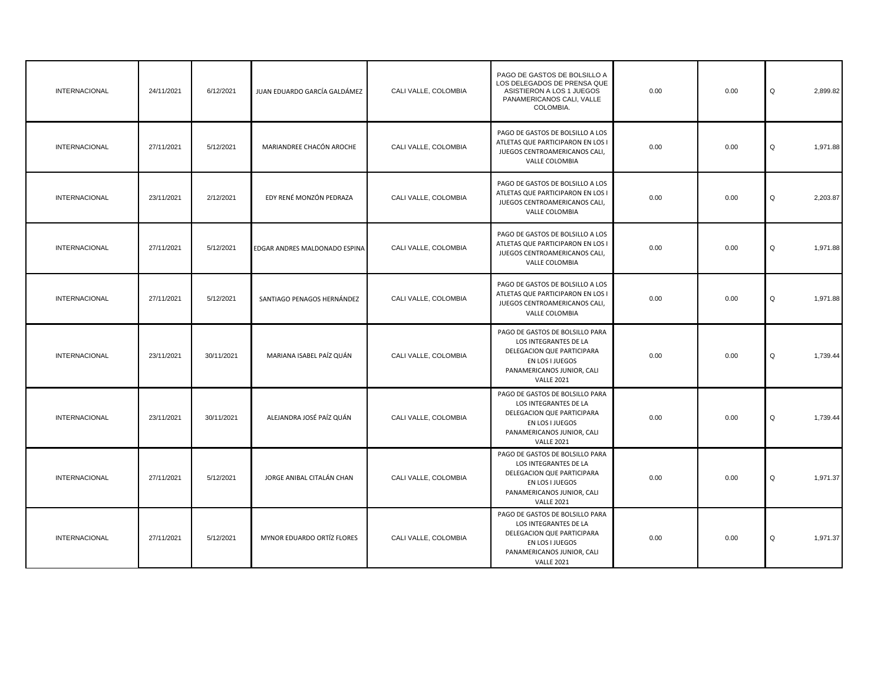| | | | | | | | | |
|---|---|---|---|---|---|---|---|---|
| INTERNACIONAL | 24/11/2021 | 6/12/2021 | JUAN EDUARDO GARCÍA GALDÁMEZ | CALI VALLE, COLOMBIA | PAGO DE GASTOS DE BOLSILLO A LOS DELEGADOS DE PRENSA QUE ASISTIERON A LOS 1 JUEGOS PANAMERICANOS CALI, VALLE COLOMBIA. | 0.00 | 0.00 | Q 2,899.82 |
| INTERNACIONAL | 27/11/2021 | 5/12/2021 | MARIANDREE CHACÓN AROCHE | CALI VALLE, COLOMBIA | PAGO DE GASTOS DE BOLSILLO A LOS ATLETAS QUE PARTICIPARON EN LOS I JUEGOS CENTROAMERICANOS CALI, VALLE COLOMBIA | 0.00 | 0.00 | Q 1,971.88 |
| INTERNACIONAL | 23/11/2021 | 2/12/2021 | EDY RENÉ MONZÓN PEDRAZA | CALI VALLE, COLOMBIA | PAGO DE GASTOS DE BOLSILLO A LOS ATLETAS QUE PARTICIPARON EN LOS I JUEGOS CENTROAMERICANOS CALI, VALLE COLOMBIA | 0.00 | 0.00 | Q 2,203.87 |
| INTERNACIONAL | 27/11/2021 | 5/12/2021 | EDGAR ANDRES MALDONADO ESPINA | CALI VALLE, COLOMBIA | PAGO DE GASTOS DE BOLSILLO A LOS ATLETAS QUE PARTICIPARON EN LOS I JUEGOS CENTROAMERICANOS CALI, VALLE COLOMBIA | 0.00 | 0.00 | Q 1,971.88 |
| INTERNACIONAL | 27/11/2021 | 5/12/2021 | SANTIAGO PENAGOS HERNÁNDEZ | CALI VALLE, COLOMBIA | PAGO DE GASTOS DE BOLSILLO A LOS ATLETAS QUE PARTICIPARON EN LOS I JUEGOS CENTROAMERICANOS CALI, VALLE COLOMBIA | 0.00 | 0.00 | Q 1,971.88 |
| INTERNACIONAL | 23/11/2021 | 30/11/2021 | MARIANA ISABEL PAÍZ QUÁN | CALI VALLE, COLOMBIA | PAGO DE GASTOS DE BOLSILLO PARA LOS INTEGRANTES DE LA DELEGACION QUE PARTICIPARA EN LOS I JUEGOS PANAMERICANOS JUNIOR, CALI VALLE 2021 | 0.00 | 0.00 | Q 1,739.44 |
| INTERNACIONAL | 23/11/2021 | 30/11/2021 | ALEJANDRA JOSÉ PAÍZ QUÁN | CALI VALLE, COLOMBIA | PAGO DE GASTOS DE BOLSILLO PARA LOS INTEGRANTES DE LA DELEGACION QUE PARTICIPARA EN LOS I JUEGOS PANAMERICANOS JUNIOR, CALI VALLE 2021 | 0.00 | 0.00 | Q 1,739.44 |
| INTERNACIONAL | 27/11/2021 | 5/12/2021 | JORGE ANIBAL CITALÁN CHAN | CALI VALLE, COLOMBIA | PAGO DE GASTOS DE BOLSILLO PARA LOS INTEGRANTES DE LA DELEGACION QUE PARTICIPARA EN LOS I JUEGOS PANAMERICANOS JUNIOR, CALI VALLE 2021 | 0.00 | 0.00 | Q 1,971.37 |
| INTERNACIONAL | 27/11/2021 | 5/12/2021 | MYNOR EDUARDO ORTÍZ FLORES | CALI VALLE, COLOMBIA | PAGO DE GASTOS DE BOLSILLO PARA LOS INTEGRANTES DE LA DELEGACION QUE PARTICIPARA EN LOS I JUEGOS PANAMERICANOS JUNIOR, CALI VALLE 2021 | 0.00 | 0.00 | Q 1,971.37 |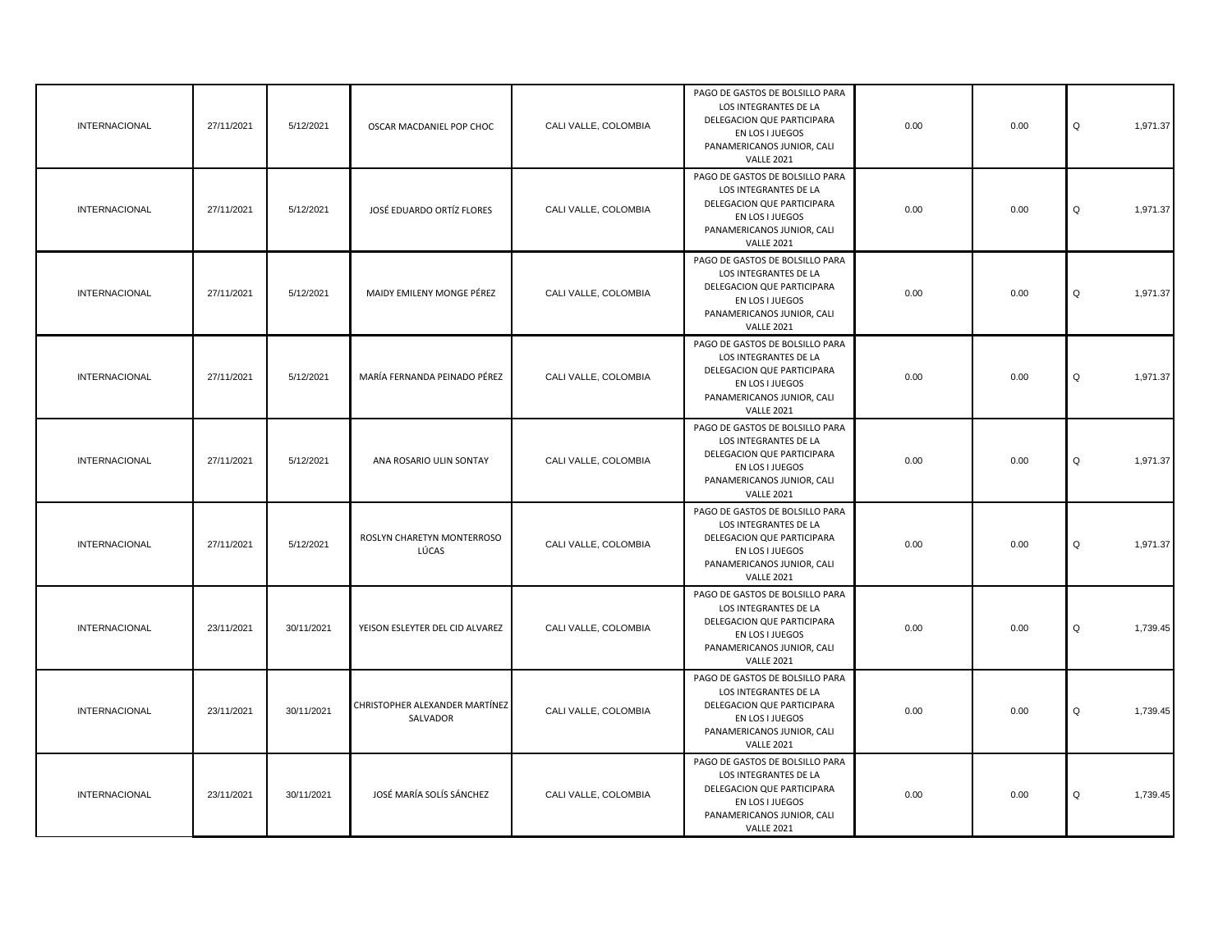| | | | | | | | | |
|---|---|---|---|---|---|---|---|---|
| INTERNACIONAL | 27/11/2021 | 5/12/2021 | OSCAR MACDANIEL POP CHOC | CALI VALLE, COLOMBIA | PAGO DE GASTOS DE BOLSILLO PARA LOS INTEGRANTES DE LA DELEGACION QUE PARTICIPARA EN LOS I JUEGOS PANAMERICANOS JUNIOR, CALI VALLE 2021 | 0.00 | 0.00 | Q 1,971.37 |
| INTERNACIONAL | 27/11/2021 | 5/12/2021 | JOSÉ EDUARDO ORTÍZ FLORES | CALI VALLE, COLOMBIA | PAGO DE GASTOS DE BOLSILLO PARA LOS INTEGRANTES DE LA DELEGACION QUE PARTICIPARA EN LOS I JUEGOS PANAMERICANOS JUNIOR, CALI VALLE 2021 | 0.00 | 0.00 | Q 1,971.37 |
| INTERNACIONAL | 27/11/2021 | 5/12/2021 | MAIDY EMILENY MONGE PÉREZ | CALI VALLE, COLOMBIA | PAGO DE GASTOS DE BOLSILLO PARA LOS INTEGRANTES DE LA DELEGACION QUE PARTICIPARA EN LOS I JUEGOS PANAMERICANOS JUNIOR, CALI VALLE 2021 | 0.00 | 0.00 | Q 1,971.37 |
| INTERNACIONAL | 27/11/2021 | 5/12/2021 | MARÍA FERNANDA PEINADO PÉREZ | CALI VALLE, COLOMBIA | PAGO DE GASTOS DE BOLSILLO PARA LOS INTEGRANTES DE LA DELEGACION QUE PARTICIPARA EN LOS I JUEGOS PANAMERICANOS JUNIOR, CALI VALLE 2021 | 0.00 | 0.00 | Q 1,971.37 |
| INTERNACIONAL | 27/11/2021 | 5/12/2021 | ANA ROSARIO ULIN SONTAY | CALI VALLE, COLOMBIA | PAGO DE GASTOS DE BOLSILLO PARA LOS INTEGRANTES DE LA DELEGACION QUE PARTICIPARA EN LOS I JUEGOS PANAMERICANOS JUNIOR, CALI VALLE 2021 | 0.00 | 0.00 | Q 1,971.37 |
| INTERNACIONAL | 27/11/2021 | 5/12/2021 | ROSLYN CHARETYN MONTERROSO LÚCAS | CALI VALLE, COLOMBIA | PAGO DE GASTOS DE BOLSILLO PARA LOS INTEGRANTES DE LA DELEGACION QUE PARTICIPARA EN LOS I JUEGOS PANAMERICANOS JUNIOR, CALI VALLE 2021 | 0.00 | 0.00 | Q 1,971.37 |
| INTERNACIONAL | 23/11/2021 | 30/11/2021 | YEISON ESLEYTER DEL CID ALVAREZ | CALI VALLE, COLOMBIA | PAGO DE GASTOS DE BOLSILLO PARA LOS INTEGRANTES DE LA DELEGACION QUE PARTICIPARA EN LOS I JUEGOS PANAMERICANOS JUNIOR, CALI VALLE 2021 | 0.00 | 0.00 | Q 1,739.45 |
| INTERNACIONAL | 23/11/2021 | 30/11/2021 | CHRISTOPHER ALEXANDER MARTÍNEZ SALVADOR | CALI VALLE, COLOMBIA | PAGO DE GASTOS DE BOLSILLO PARA LOS INTEGRANTES DE LA DELEGACION QUE PARTICIPARA EN LOS I JUEGOS PANAMERICANOS JUNIOR, CALI VALLE 2021 | 0.00 | 0.00 | Q 1,739.45 |
| INTERNACIONAL | 23/11/2021 | 30/11/2021 | JOSÉ MARÍA SOLÍS SÁNCHEZ | CALI VALLE, COLOMBIA | PAGO DE GASTOS DE BOLSILLO PARA LOS INTEGRANTES DE LA DELEGACION QUE PARTICIPARA EN LOS I JUEGOS PANAMERICANOS JUNIOR, CALI VALLE 2021 | 0.00 | 0.00 | Q 1,739.45 |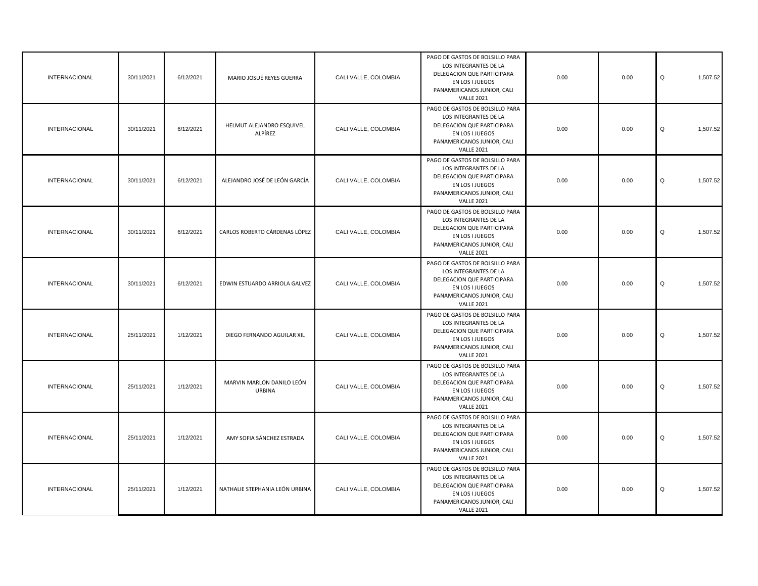| | | | | | | | | |
|---|---|---|---|---|---|---|---|---|
| INTERNACIONAL | 30/11/2021 | 6/12/2021 | MARIO JOSUÉ REYES GUERRA | CALI VALLE, COLOMBIA | PAGO DE GASTOS DE BOLSILLO PARA LOS INTEGRANTES DE LA DELEGACION QUE PARTICIPARA EN LOS I JUEGOS PANAMERICANOS JUNIOR, CALI VALLE 2021 | 0.00 | 0.00 | Q 1,507.52 |
| INTERNACIONAL | 30/11/2021 | 6/12/2021 | HELMUT ALEJANDRO ESQUIVEL ALPÍREZ | CALI VALLE, COLOMBIA | PAGO DE GASTOS DE BOLSILLO PARA LOS INTEGRANTES DE LA DELEGACION QUE PARTICIPARA EN LOS I JUEGOS PANAMERICANOS JUNIOR, CALI VALLE 2021 | 0.00 | 0.00 | Q 1,507.52 |
| INTERNACIONAL | 30/11/2021 | 6/12/2021 | ALEJANDRO JOSÉ DE LEÓN GARCÍA | CALI VALLE, COLOMBIA | PAGO DE GASTOS DE BOLSILLO PARA LOS INTEGRANTES DE LA DELEGACION QUE PARTICIPARA EN LOS I JUEGOS PANAMERICANOS JUNIOR, CALI VALLE 2021 | 0.00 | 0.00 | Q 1,507.52 |
| INTERNACIONAL | 30/11/2021 | 6/12/2021 | CARLOS ROBERTO CÁRDENAS LÓPEZ | CALI VALLE, COLOMBIA | PAGO DE GASTOS DE BOLSILLO PARA LOS INTEGRANTES DE LA DELEGACION QUE PARTICIPARA EN LOS I JUEGOS PANAMERICANOS JUNIOR, CALI VALLE 2021 | 0.00 | 0.00 | Q 1,507.52 |
| INTERNACIONAL | 30/11/2021 | 6/12/2021 | EDWIN ESTUARDO ARRIOLA GALVEZ | CALI VALLE, COLOMBIA | PAGO DE GASTOS DE BOLSILLO PARA LOS INTEGRANTES DE LA DELEGACION QUE PARTICIPARA EN LOS I JUEGOS PANAMERICANOS JUNIOR, CALI VALLE 2021 | 0.00 | 0.00 | Q 1,507.52 |
| INTERNACIONAL | 25/11/2021 | 1/12/2021 | DIEGO FERNANDO AGUILAR XIL | CALI VALLE, COLOMBIA | PAGO DE GASTOS DE BOLSILLO PARA LOS INTEGRANTES DE LA DELEGACION QUE PARTICIPARA EN LOS I JUEGOS PANAMERICANOS JUNIOR, CALI VALLE 2021 | 0.00 | 0.00 | Q 1,507.52 |
| INTERNACIONAL | 25/11/2021 | 1/12/2021 | MARVIN MARLON DANILO LEÓN URBINA | CALI VALLE, COLOMBIA | PAGO DE GASTOS DE BOLSILLO PARA LOS INTEGRANTES DE LA DELEGACION QUE PARTICIPARA EN LOS I JUEGOS PANAMERICANOS JUNIOR, CALI VALLE 2021 | 0.00 | 0.00 | Q 1,507.52 |
| INTERNACIONAL | 25/11/2021 | 1/12/2021 | AMY SOFIA SÁNCHEZ ESTRADA | CALI VALLE, COLOMBIA | PAGO DE GASTOS DE BOLSILLO PARA LOS INTEGRANTES DE LA DELEGACION QUE PARTICIPARA EN LOS I JUEGOS PANAMERICANOS JUNIOR, CALI VALLE 2021 | 0.00 | 0.00 | Q 1,507.52 |
| INTERNACIONAL | 25/11/2021 | 1/12/2021 | NATHALIE STEPHANIA LEÓN URBINA | CALI VALLE, COLOMBIA | PAGO DE GASTOS DE BOLSILLO PARA LOS INTEGRANTES DE LA DELEGACION QUE PARTICIPARA EN LOS I JUEGOS PANAMERICANOS JUNIOR, CALI VALLE 2021 | 0.00 | 0.00 | Q 1,507.52 |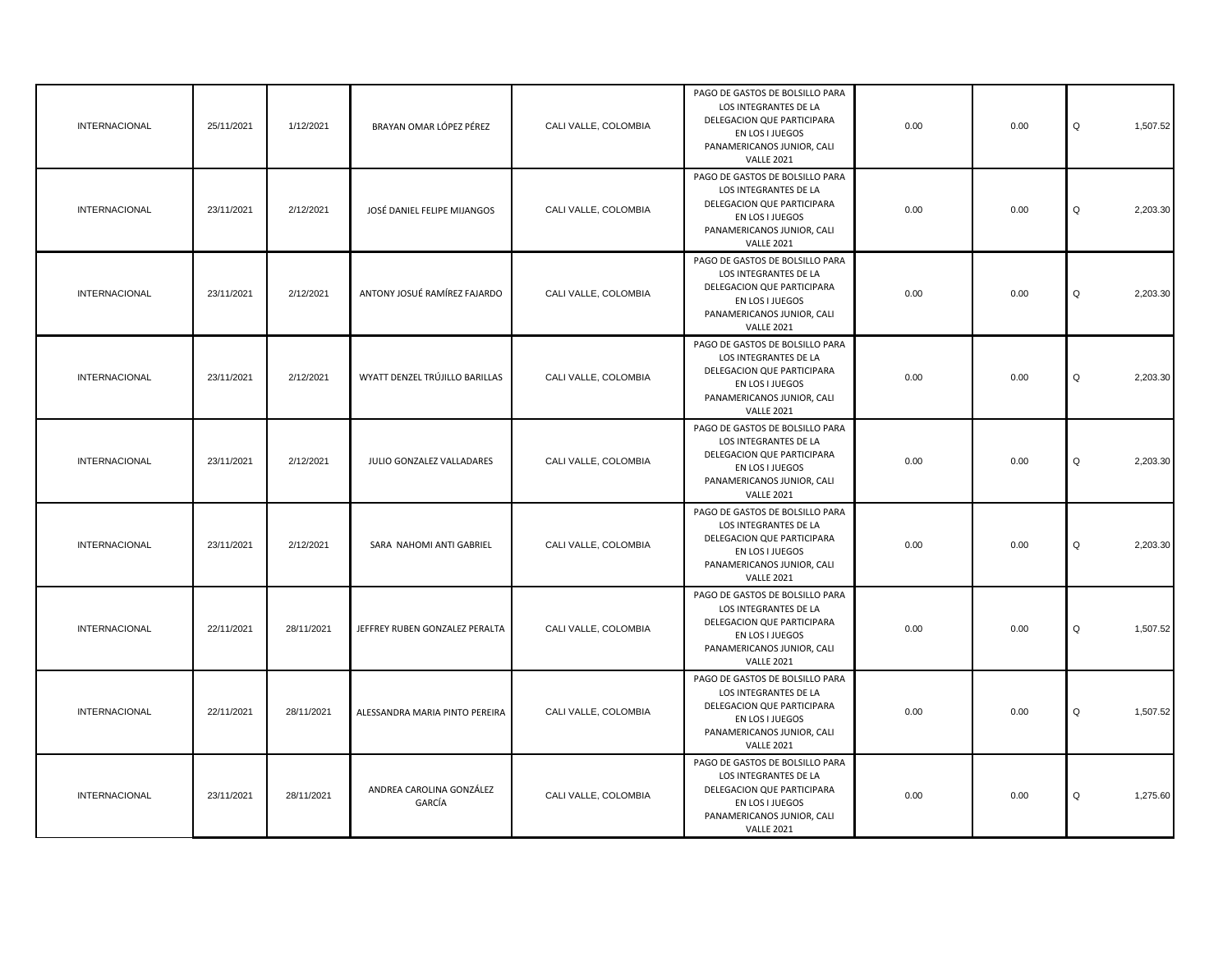| | | | | | | | | |
|---|---|---|---|---|---|---|---|---|
| INTERNACIONAL | 25/11/2021 | 1/12/2021 | BRAYAN OMAR LÓPEZ PÉREZ | CALI VALLE, COLOMBIA | PAGO DE GASTOS DE BOLSILLO PARA LOS INTEGRANTES DE LA DELEGACION QUE PARTICIPARA EN LOS I JUEGOS PANAMERICANOS JUNIOR, CALI VALLE 2021 | 0.00 | 0.00 | Q 1,507.52 |
| INTERNACIONAL | 23/11/2021 | 2/12/2021 | JOSÉ DANIEL FELIPE MIJANGOS | CALI VALLE, COLOMBIA | PAGO DE GASTOS DE BOLSILLO PARA LOS INTEGRANTES DE LA DELEGACION QUE PARTICIPARA EN LOS I JUEGOS PANAMERICANOS JUNIOR, CALI VALLE 2021 | 0.00 | 0.00 | Q 2,203.30 |
| INTERNACIONAL | 23/11/2021 | 2/12/2021 | ANTONY JOSUÉ RAMÍREZ FAJARDO | CALI VALLE, COLOMBIA | PAGO DE GASTOS DE BOLSILLO PARA LOS INTEGRANTES DE LA DELEGACION QUE PARTICIPARA EN LOS I JUEGOS PANAMERICANOS JUNIOR, CALI VALLE 2021 | 0.00 | 0.00 | Q 2,203.30 |
| INTERNACIONAL | 23/11/2021 | 2/12/2021 | WYATT DENZEL TRÚJILLO BARILLAS | CALI VALLE, COLOMBIA | PAGO DE GASTOS DE BOLSILLO PARA LOS INTEGRANTES DE LA DELEGACION QUE PARTICIPARA EN LOS I JUEGOS PANAMERICANOS JUNIOR, CALI VALLE 2021 | 0.00 | 0.00 | Q 2,203.30 |
| INTERNACIONAL | 23/11/2021 | 2/12/2021 | JULIO GONZALEZ VALLADARES | CALI VALLE, COLOMBIA | PAGO DE GASTOS DE BOLSILLO PARA LOS INTEGRANTES DE LA DELEGACION QUE PARTICIPARA EN LOS I JUEGOS PANAMERICANOS JUNIOR, CALI VALLE 2021 | 0.00 | 0.00 | Q 2,203.30 |
| INTERNACIONAL | 23/11/2021 | 2/12/2021 | SARA NAHOMI ANTI GABRIEL | CALI VALLE, COLOMBIA | PAGO DE GASTOS DE BOLSILLO PARA LOS INTEGRANTES DE LA DELEGACION QUE PARTICIPARA EN LOS I JUEGOS PANAMERICANOS JUNIOR, CALI VALLE 2021 | 0.00 | 0.00 | Q 2,203.30 |
| INTERNACIONAL | 22/11/2021 | 28/11/2021 | JEFFREY RUBEN GONZALEZ PERALTA | CALI VALLE, COLOMBIA | PAGO DE GASTOS DE BOLSILLO PARA LOS INTEGRANTES DE LA DELEGACION QUE PARTICIPARA EN LOS I JUEGOS PANAMERICANOS JUNIOR, CALI VALLE 2021 | 0.00 | 0.00 | Q 1,507.52 |
| INTERNACIONAL | 22/11/2021 | 28/11/2021 | ALESSANDRA MARIA PINTO PEREIRA | CALI VALLE, COLOMBIA | PAGO DE GASTOS DE BOLSILLO PARA LOS INTEGRANTES DE LA DELEGACION QUE PARTICIPARA EN LOS I JUEGOS PANAMERICANOS JUNIOR, CALI VALLE 2021 | 0.00 | 0.00 | Q 1,507.52 |
| INTERNACIONAL | 23/11/2021 | 28/11/2021 | ANDREA CAROLINA GONZÁLEZ GARCÍA | CALI VALLE, COLOMBIA | PAGO DE GASTOS DE BOLSILLO PARA LOS INTEGRANTES DE LA DELEGACION QUE PARTICIPARA EN LOS I JUEGOS PANAMERICANOS JUNIOR, CALI VALLE 2021 | 0.00 | 0.00 | Q 1,275.60 |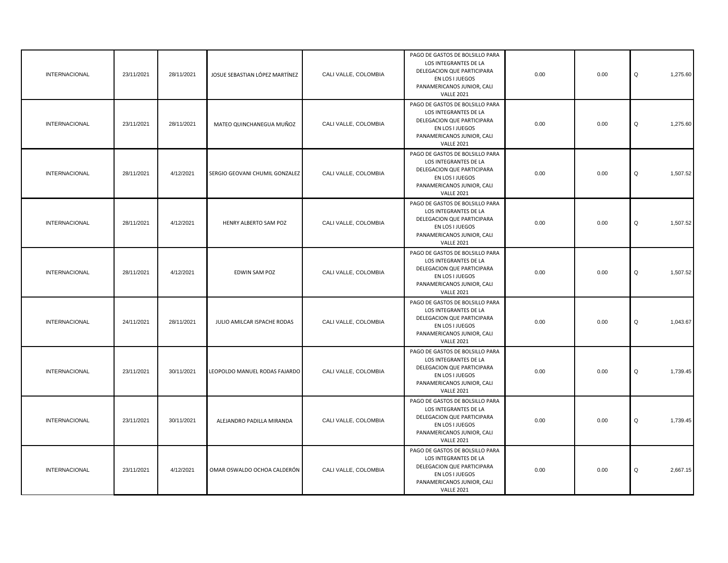| | | | | | | | | |
|---|---|---|---|---|---|---|---|---|
| INTERNACIONAL | 23/11/2021 | 28/11/2021 | JOSUE SEBASTIAN LÓPEZ MARTÍNEZ | CALI VALLE, COLOMBIA | PAGO DE GASTOS DE BOLSILLO PARA LOS INTEGRANTES DE LA DELEGACION QUE PARTICIPARA EN LOS I JUEGOS PANAMERICANOS JUNIOR, CALI VALLE 2021 | 0.00 | 0.00 | Q 1,275.60 |
| INTERNACIONAL | 23/11/2021 | 28/11/2021 | MATEO QUINCHANEGUA MUÑOZ | CALI VALLE, COLOMBIA | PAGO DE GASTOS DE BOLSILLO PARA LOS INTEGRANTES DE LA DELEGACION QUE PARTICIPARA EN LOS I JUEGOS PANAMERICANOS JUNIOR, CALI VALLE 2021 | 0.00 | 0.00 | Q 1,275.60 |
| INTERNACIONAL | 28/11/2021 | 4/12/2021 | SERGIO GEOVANI CHUMIL GONZALEZ | CALI VALLE, COLOMBIA | PAGO DE GASTOS DE BOLSILLO PARA LOS INTEGRANTES DE LA DELEGACION QUE PARTICIPARA EN LOS I JUEGOS PANAMERICANOS JUNIOR, CALI VALLE 2021 | 0.00 | 0.00 | Q 1,507.52 |
| INTERNACIONAL | 28/11/2021 | 4/12/2021 | HENRY ALBERTO SAM POZ | CALI VALLE, COLOMBIA | PAGO DE GASTOS DE BOLSILLO PARA LOS INTEGRANTES DE LA DELEGACION QUE PARTICIPARA EN LOS I JUEGOS PANAMERICANOS JUNIOR, CALI VALLE 2021 | 0.00 | 0.00 | Q 1,507.52 |
| INTERNACIONAL | 28/11/2021 | 4/12/2021 | EDWIN SAM POZ | CALI VALLE, COLOMBIA | PAGO DE GASTOS DE BOLSILLO PARA LOS INTEGRANTES DE LA DELEGACION QUE PARTICIPARA EN LOS I JUEGOS PANAMERICANOS JUNIOR, CALI VALLE 2021 | 0.00 | 0.00 | Q 1,507.52 |
| INTERNACIONAL | 24/11/2021 | 28/11/2021 | JULIO AMILCAR ISPACHE RODAS | CALI VALLE, COLOMBIA | PAGO DE GASTOS DE BOLSILLO PARA LOS INTEGRANTES DE LA DELEGACION QUE PARTICIPARA EN LOS I JUEGOS PANAMERICANOS JUNIOR, CALI VALLE 2021 | 0.00 | 0.00 | Q 1,043.67 |
| INTERNACIONAL | 23/11/2021 | 30/11/2021 | LEOPOLDO MANUEL RODAS FAJARDO | CALI VALLE, COLOMBIA | PAGO DE GASTOS DE BOLSILLO PARA LOS INTEGRANTES DE LA DELEGACION QUE PARTICIPARA EN LOS I JUEGOS PANAMERICANOS JUNIOR, CALI VALLE 2021 | 0.00 | 0.00 | Q 1,739.45 |
| INTERNACIONAL | 23/11/2021 | 30/11/2021 | ALEJANDRO PADILLA MIRANDA | CALI VALLE, COLOMBIA | PAGO DE GASTOS DE BOLSILLO PARA LOS INTEGRANTES DE LA DELEGACION QUE PARTICIPARA EN LOS I JUEGOS PANAMERICANOS JUNIOR, CALI VALLE 2021 | 0.00 | 0.00 | Q 1,739.45 |
| INTERNACIONAL | 23/11/2021 | 4/12/2021 | OMAR OSWALDO OCHOA CALDERÓN | CALI VALLE, COLOMBIA | PAGO DE GASTOS DE BOLSILLO PARA LOS INTEGRANTES DE LA DELEGACION QUE PARTICIPARA EN LOS I JUEGOS PANAMERICANOS JUNIOR, CALI VALLE 2021 | 0.00 | 0.00 | Q 2,667.15 |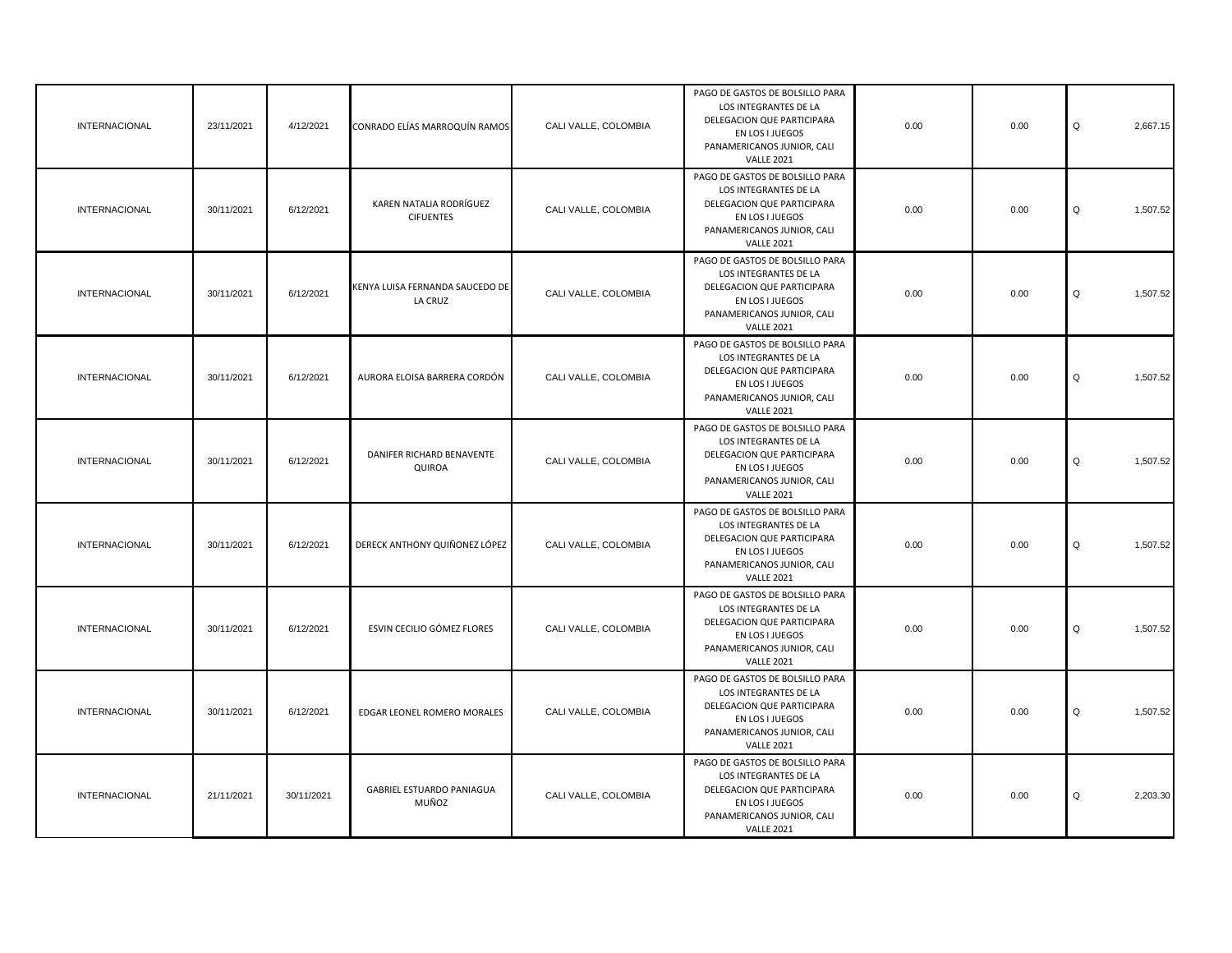| | | | | | | | | |
|---|---|---|---|---|---|---|---|---|
| INTERNACIONAL | 23/11/2021 | 4/12/2021 | CONRADO ELÍAS MARROQUÍN RAMOS | CALI VALLE, COLOMBIA | PAGO DE GASTOS DE BOLSILLO PARA LOS INTEGRANTES DE LA DELEGACION QUE PARTICIPARA EN LOS I JUEGOS PANAMERICANOS JUNIOR, CALI VALLE 2021 | 0.00 | 0.00 | Q 2,667.15 |
| INTERNACIONAL | 30/11/2021 | 6/12/2021 | KAREN NATALIA RODRÍGUEZ CIFUENTES | CALI VALLE, COLOMBIA | PAGO DE GASTOS DE BOLSILLO PARA LOS INTEGRANTES DE LA DELEGACION QUE PARTICIPARA EN LOS I JUEGOS PANAMERICANOS JUNIOR, CALI VALLE 2021 | 0.00 | 0.00 | Q 1,507.52 |
| INTERNACIONAL | 30/11/2021 | 6/12/2021 | KENYA LUISA FERNANDA SAUCEDO DE LA CRUZ | CALI VALLE, COLOMBIA | PAGO DE GASTOS DE BOLSILLO PARA LOS INTEGRANTES DE LA DELEGACION QUE PARTICIPARA EN LOS I JUEGOS PANAMERICANOS JUNIOR, CALI VALLE 2021 | 0.00 | 0.00 | Q 1,507.52 |
| INTERNACIONAL | 30/11/2021 | 6/12/2021 | AURORA ELOISA BARRERA CORDÓN | CALI VALLE, COLOMBIA | PAGO DE GASTOS DE BOLSILLO PARA LOS INTEGRANTES DE LA DELEGACION QUE PARTICIPARA EN LOS I JUEGOS PANAMERICANOS JUNIOR, CALI VALLE 2021 | 0.00 | 0.00 | Q 1,507.52 |
| INTERNACIONAL | 30/11/2021 | 6/12/2021 | DANIFER RICHARD BENAVENTE QUIROA | CALI VALLE, COLOMBIA | PAGO DE GASTOS DE BOLSILLO PARA LOS INTEGRANTES DE LA DELEGACION QUE PARTICIPARA EN LOS I JUEGOS PANAMERICANOS JUNIOR, CALI VALLE 2021 | 0.00 | 0.00 | Q 1,507.52 |
| INTERNACIONAL | 30/11/2021 | 6/12/2021 | DERECK ANTHONY QUIÑONEZ LÓPEZ | CALI VALLE, COLOMBIA | PAGO DE GASTOS DE BOLSILLO PARA LOS INTEGRANTES DE LA DELEGACION QUE PARTICIPARA EN LOS I JUEGOS PANAMERICANOS JUNIOR, CALI VALLE 2021 | 0.00 | 0.00 | Q 1,507.52 |
| INTERNACIONAL | 30/11/2021 | 6/12/2021 | ESVIN CECILIO GÓMEZ FLORES | CALI VALLE, COLOMBIA | PAGO DE GASTOS DE BOLSILLO PARA LOS INTEGRANTES DE LA DELEGACION QUE PARTICIPARA EN LOS I JUEGOS PANAMERICANOS JUNIOR, CALI VALLE 2021 | 0.00 | 0.00 | Q 1,507.52 |
| INTERNACIONAL | 30/11/2021 | 6/12/2021 | EDGAR LEONEL ROMERO MORALES | CALI VALLE, COLOMBIA | PAGO DE GASTOS DE BOLSILLO PARA LOS INTEGRANTES DE LA DELEGACION QUE PARTICIPARA EN LOS I JUEGOS PANAMERICANOS JUNIOR, CALI VALLE 2021 | 0.00 | 0.00 | Q 1,507.52 |
| INTERNACIONAL | 21/11/2021 | 30/11/2021 | GABRIEL ESTUARDO PANIAGUA MUÑOZ | CALI VALLE, COLOMBIA | PAGO DE GASTOS DE BOLSILLO PARA LOS INTEGRANTES DE LA DELEGACION QUE PARTICIPARA EN LOS I JUEGOS PANAMERICANOS JUNIOR, CALI VALLE 2021 | 0.00 | 0.00 | Q 2,203.30 |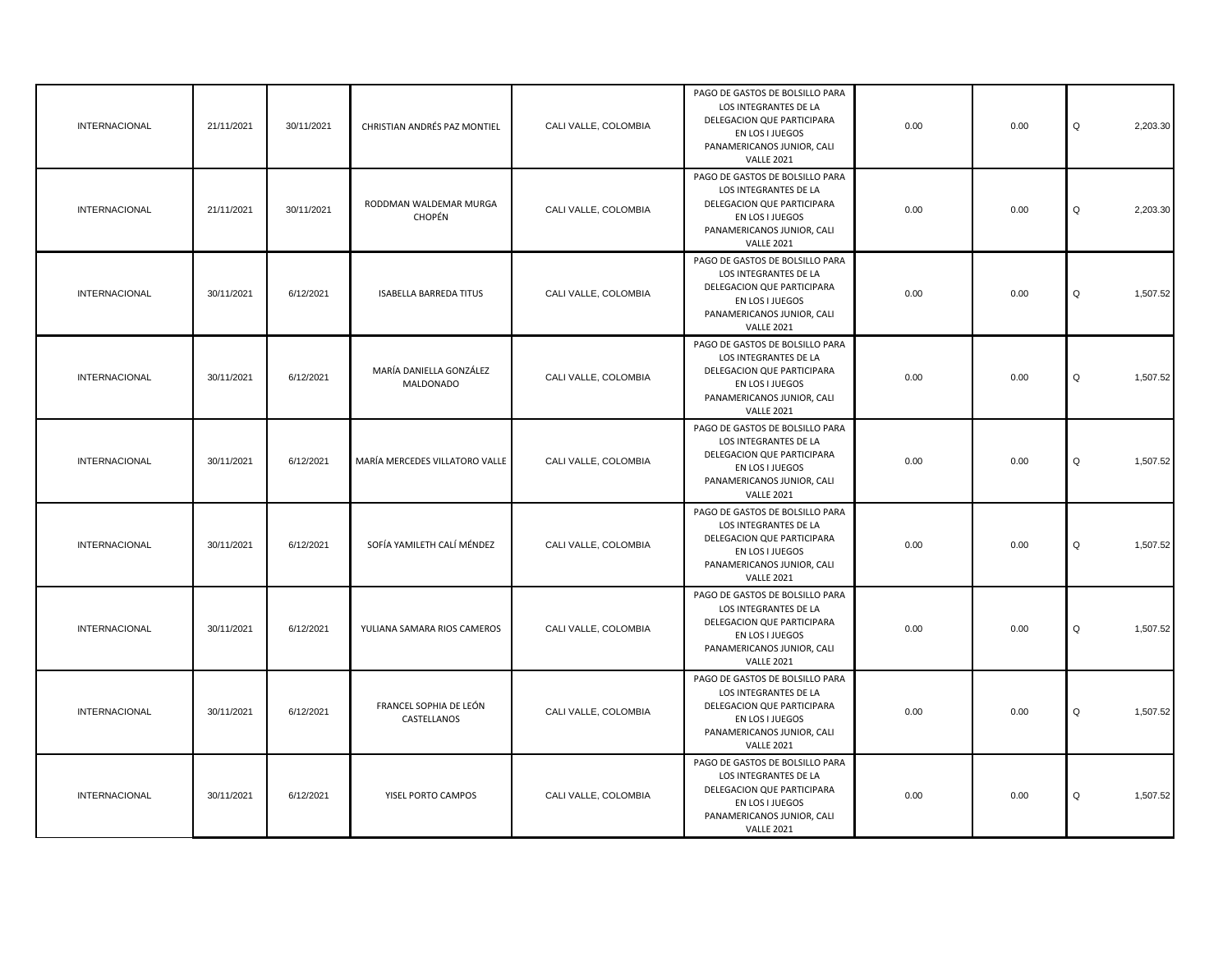| | | | | | | | | |
|---|---|---|---|---|---|---|---|---|
| INTERNACIONAL | 21/11/2021 | 30/11/2021 | CHRISTIAN ANDRÉS PAZ MONTIEL | CALI VALLE, COLOMBIA | PAGO DE GASTOS DE BOLSILLO PARA LOS INTEGRANTES DE LA DELEGACION QUE PARTICIPARA EN LOS I JUEGOS PANAMERICANOS JUNIOR, CALI VALLE 2021 | 0.00 | 0.00 | Q 2,203.30 |
| INTERNACIONAL | 21/11/2021 | 30/11/2021 | RODDMAN WALDEMAR MURGA CHOPÉN | CALI VALLE, COLOMBIA | PAGO DE GASTOS DE BOLSILLO PARA LOS INTEGRANTES DE LA DELEGACION QUE PARTICIPARA EN LOS I JUEGOS PANAMERICANOS JUNIOR, CALI VALLE 2021 | 0.00 | 0.00 | Q 2,203.30 |
| INTERNACIONAL | 30/11/2021 | 6/12/2021 | ISABELLA BARREDA TITUS | CALI VALLE, COLOMBIA | PAGO DE GASTOS DE BOLSILLO PARA LOS INTEGRANTES DE LA DELEGACION QUE PARTICIPARA EN LOS I JUEGOS PANAMERICANOS JUNIOR, CALI VALLE 2021 | 0.00 | 0.00 | Q 1,507.52 |
| INTERNACIONAL | 30/11/2021 | 6/12/2021 | MARÍA DANIELLA GONZÁLEZ MALDONADO | CALI VALLE, COLOMBIA | PAGO DE GASTOS DE BOLSILLO PARA LOS INTEGRANTES DE LA DELEGACION QUE PARTICIPARA EN LOS I JUEGOS PANAMERICANOS JUNIOR, CALI VALLE 2021 | 0.00 | 0.00 | Q 1,507.52 |
| INTERNACIONAL | 30/11/2021 | 6/12/2021 | MARÍA MERCEDES VILLATORO VALLE | CALI VALLE, COLOMBIA | PAGO DE GASTOS DE BOLSILLO PARA LOS INTEGRANTES DE LA DELEGACION QUE PARTICIPARA EN LOS I JUEGOS PANAMERICANOS JUNIOR, CALI VALLE 2021 | 0.00 | 0.00 | Q 1,507.52 |
| INTERNACIONAL | 30/11/2021 | 6/12/2021 | SOFÍA YAMILETH CALÍ MÉNDEZ | CALI VALLE, COLOMBIA | PAGO DE GASTOS DE BOLSILLO PARA LOS INTEGRANTES DE LA DELEGACION QUE PARTICIPARA EN LOS I JUEGOS PANAMERICANOS JUNIOR, CALI VALLE 2021 | 0.00 | 0.00 | Q 1,507.52 |
| INTERNACIONAL | 30/11/2021 | 6/12/2021 | YULIANA SAMARA RIOS CAMEROS | CALI VALLE, COLOMBIA | PAGO DE GASTOS DE BOLSILLO PARA LOS INTEGRANTES DE LA DELEGACION QUE PARTICIPARA EN LOS I JUEGOS PANAMERICANOS JUNIOR, CALI VALLE 2021 | 0.00 | 0.00 | Q 1,507.52 |
| INTERNACIONAL | 30/11/2021 | 6/12/2021 | FRANCEL SOPHIA DE LEÓN CASTELLANOS | CALI VALLE, COLOMBIA | PAGO DE GASTOS DE BOLSILLO PARA LOS INTEGRANTES DE LA DELEGACION QUE PARTICIPARA EN LOS I JUEGOS PANAMERICANOS JUNIOR, CALI VALLE 2021 | 0.00 | 0.00 | Q 1,507.52 |
| INTERNACIONAL | 30/11/2021 | 6/12/2021 | YISEL PORTO CAMPOS | CALI VALLE, COLOMBIA | PAGO DE GASTOS DE BOLSILLO PARA LOS INTEGRANTES DE LA DELEGACION QUE PARTICIPARA EN LOS I JUEGOS PANAMERICANOS JUNIOR, CALI VALLE 2021 | 0.00 | 0.00 | Q 1,507.52 |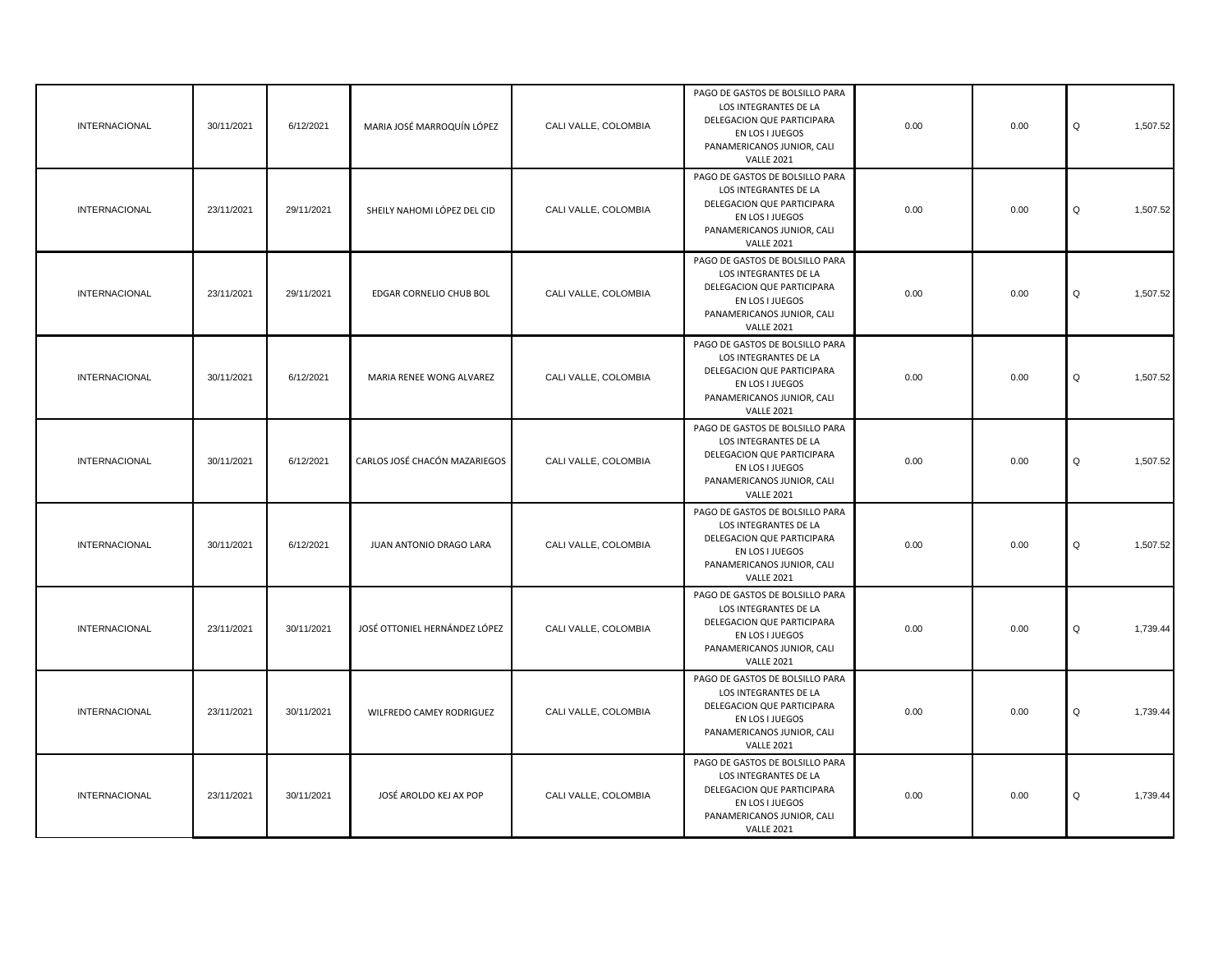| | | | | | | | | |
|---|---|---|---|---|---|---|---|---|
| INTERNACIONAL | 30/11/2021 | 6/12/2021 | MARIA JOSÉ MARROQUÍN LÓPEZ | CALI VALLE, COLOMBIA | PAGO DE GASTOS DE BOLSILLO PARA LOS INTEGRANTES DE LA DELEGACION QUE PARTICIPARA EN LOS I JUEGOS PANAMERICANOS JUNIOR, CALI VALLE 2021 | 0.00 | 0.00 | Q 1,507.52 |
| INTERNACIONAL | 23/11/2021 | 29/11/2021 | SHEILY NAHOMI LÓPEZ DEL CID | CALI VALLE, COLOMBIA | PAGO DE GASTOS DE BOLSILLO PARA LOS INTEGRANTES DE LA DELEGACION QUE PARTICIPARA EN LOS I JUEGOS PANAMERICANOS JUNIOR, CALI VALLE 2021 | 0.00 | 0.00 | Q 1,507.52 |
| INTERNACIONAL | 23/11/2021 | 29/11/2021 | EDGAR CORNELIO CHUB BOL | CALI VALLE, COLOMBIA | PAGO DE GASTOS DE BOLSILLO PARA LOS INTEGRANTES DE LA DELEGACION QUE PARTICIPARA EN LOS I JUEGOS PANAMERICANOS JUNIOR, CALI VALLE 2021 | 0.00 | 0.00 | Q 1,507.52 |
| INTERNACIONAL | 30/11/2021 | 6/12/2021 | MARIA RENEE WONG ALVAREZ | CALI VALLE, COLOMBIA | PAGO DE GASTOS DE BOLSILLO PARA LOS INTEGRANTES DE LA DELEGACION QUE PARTICIPARA EN LOS I JUEGOS PANAMERICANOS JUNIOR, CALI VALLE 2021 | 0.00 | 0.00 | Q 1,507.52 |
| INTERNACIONAL | 30/11/2021 | 6/12/2021 | CARLOS JOSÉ CHACÓN MAZARIEGOS | CALI VALLE, COLOMBIA | PAGO DE GASTOS DE BOLSILLO PARA LOS INTEGRANTES DE LA DELEGACION QUE PARTICIPARA EN LOS I JUEGOS PANAMERICANOS JUNIOR, CALI VALLE 2021 | 0.00 | 0.00 | Q 1,507.52 |
| INTERNACIONAL | 30/11/2021 | 6/12/2021 | JUAN ANTONIO DRAGO LARA | CALI VALLE, COLOMBIA | PAGO DE GASTOS DE BOLSILLO PARA LOS INTEGRANTES DE LA DELEGACION QUE PARTICIPARA EN LOS I JUEGOS PANAMERICANOS JUNIOR, CALI VALLE 2021 | 0.00 | 0.00 | Q 1,507.52 |
| INTERNACIONAL | 23/11/2021 | 30/11/2021 | JOSÉ OTTONIEL HERNÁNDEZ LÓPEZ | CALI VALLE, COLOMBIA | PAGO DE GASTOS DE BOLSILLO PARA LOS INTEGRANTES DE LA DELEGACION QUE PARTICIPARA EN LOS I JUEGOS PANAMERICANOS JUNIOR, CALI VALLE 2021 | 0.00 | 0.00 | Q 1,739.44 |
| INTERNACIONAL | 23/11/2021 | 30/11/2021 | WILFREDO CAMEY RODRIGUEZ | CALI VALLE, COLOMBIA | PAGO DE GASTOS DE BOLSILLO PARA LOS INTEGRANTES DE LA DELEGACION QUE PARTICIPARA EN LOS I JUEGOS PANAMERICANOS JUNIOR, CALI VALLE 2021 | 0.00 | 0.00 | Q 1,739.44 |
| INTERNACIONAL | 23/11/2021 | 30/11/2021 | JOSÉ AROLDO KEJ AX POP | CALI VALLE, COLOMBIA | PAGO DE GASTOS DE BOLSILLO PARA LOS INTEGRANTES DE LA DELEGACION QUE PARTICIPARA EN LOS I JUEGOS PANAMERICANOS JUNIOR, CALI VALLE 2021 | 0.00 | 0.00 | Q 1,739.44 |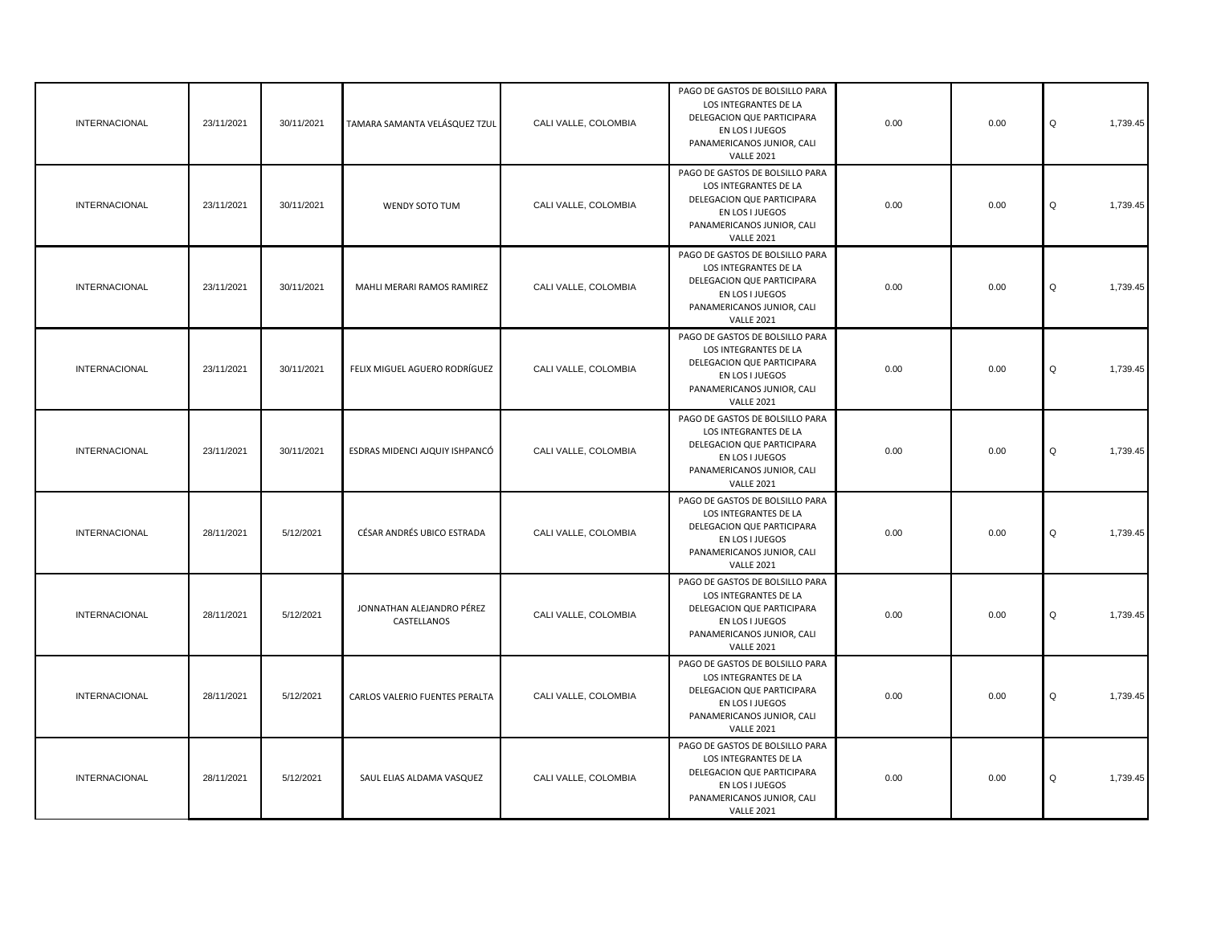| | | | | | | | | |
|---|---|---|---|---|---|---|---|---|
| INTERNACIONAL | 23/11/2021 | 30/11/2021 | TAMARA SAMANTA VELÁSQUEZ TZUL | CALI VALLE, COLOMBIA | PAGO DE GASTOS DE BOLSILLO PARA LOS INTEGRANTES DE LA DELEGACION QUE PARTICIPARA EN LOS I JUEGOS PANAMERICANOS JUNIOR, CALI VALLE 2021 | 0.00 | 0.00 | Q 1,739.45 |
| INTERNACIONAL | 23/11/2021 | 30/11/2021 | WENDY SOTO TUM | CALI VALLE, COLOMBIA | PAGO DE GASTOS DE BOLSILLO PARA LOS INTEGRANTES DE LA DELEGACION QUE PARTICIPARA EN LOS I JUEGOS PANAMERICANOS JUNIOR, CALI VALLE 2021 | 0.00 | 0.00 | Q 1,739.45 |
| INTERNACIONAL | 23/11/2021 | 30/11/2021 | MAHLI MERARI RAMOS RAMIREZ | CALI VALLE, COLOMBIA | PAGO DE GASTOS DE BOLSILLO PARA LOS INTEGRANTES DE LA DELEGACION QUE PARTICIPARA EN LOS I JUEGOS PANAMERICANOS JUNIOR, CALI VALLE 2021 | 0.00 | 0.00 | Q 1,739.45 |
| INTERNACIONAL | 23/11/2021 | 30/11/2021 | FELIX MIGUEL AGUERO RODRÍGUEZ | CALI VALLE, COLOMBIA | PAGO DE GASTOS DE BOLSILLO PARA LOS INTEGRANTES DE LA DELEGACION QUE PARTICIPARA EN LOS I JUEGOS PANAMERICANOS JUNIOR, CALI VALLE 2021 | 0.00 | 0.00 | Q 1,739.45 |
| INTERNACIONAL | 23/11/2021 | 30/11/2021 | ESDRAS MIDENCI AJQUIY ISHPANCÓ | CALI VALLE, COLOMBIA | PAGO DE GASTOS DE BOLSILLO PARA LOS INTEGRANTES DE LA DELEGACION QUE PARTICIPARA EN LOS I JUEGOS PANAMERICANOS JUNIOR, CALI VALLE 2021 | 0.00 | 0.00 | Q 1,739.45 |
| INTERNACIONAL | 28/11/2021 | 5/12/2021 | CÉSAR ANDRÉS UBICO ESTRADA | CALI VALLE, COLOMBIA | PAGO DE GASTOS DE BOLSILLO PARA LOS INTEGRANTES DE LA DELEGACION QUE PARTICIPARA EN LOS I JUEGOS PANAMERICANOS JUNIOR, CALI VALLE 2021 | 0.00 | 0.00 | Q 1,739.45 |
| INTERNACIONAL | 28/11/2021 | 5/12/2021 | JONNATHAN ALEJANDRO PÉREZ CASTELLANOS | CALI VALLE, COLOMBIA | PAGO DE GASTOS DE BOLSILLO PARA LOS INTEGRANTES DE LA DELEGACION QUE PARTICIPARA EN LOS I JUEGOS PANAMERICANOS JUNIOR, CALI VALLE 2021 | 0.00 | 0.00 | Q 1,739.45 |
| INTERNACIONAL | 28/11/2021 | 5/12/2021 | CARLOS VALERIO FUENTES PERALTA | CALI VALLE, COLOMBIA | PAGO DE GASTOS DE BOLSILLO PARA LOS INTEGRANTES DE LA DELEGACION QUE PARTICIPARA EN LOS I JUEGOS PANAMERICANOS JUNIOR, CALI VALLE 2021 | 0.00 | 0.00 | Q 1,739.45 |
| INTERNACIONAL | 28/11/2021 | 5/12/2021 | SAUL ELIAS ALDAMA VASQUEZ | CALI VALLE, COLOMBIA | PAGO DE GASTOS DE BOLSILLO PARA LOS INTEGRANTES DE LA DELEGACION QUE PARTICIPARA EN LOS I JUEGOS PANAMERICANOS JUNIOR, CALI VALLE 2021 | 0.00 | 0.00 | Q 1,739.45 |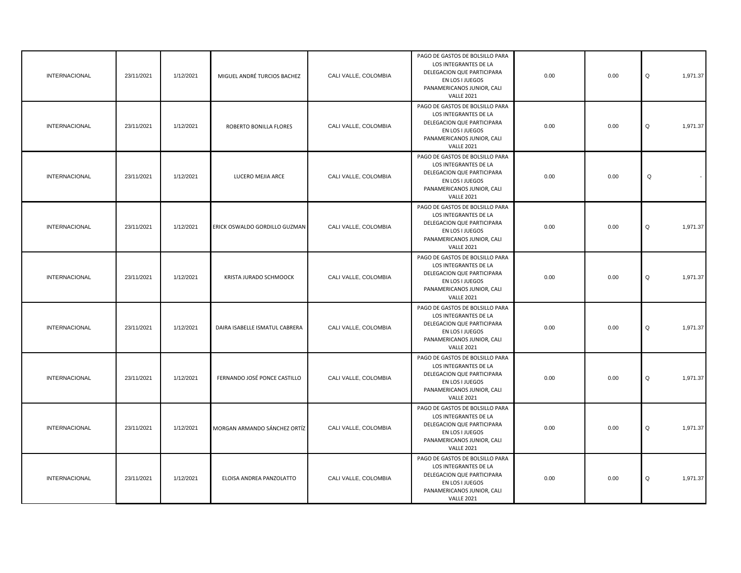| | | | | | | | | |
|---|---|---|---|---|---|---|---|---|
| INTERNACIONAL | 23/11/2021 | 1/12/2021 | MIGUEL ANDRÉ TURCIOS BACHEZ | CALI VALLE, COLOMBIA | PAGO DE GASTOS DE BOLSILLO PARA LOS INTEGRANTES DE LA DELEGACION QUE PARTICIPARA EN LOS I JUEGOS PANAMERICANOS JUNIOR, CALI VALLE 2021 | 0.00 | 0.00 | Q 1,971.37 |
| INTERNACIONAL | 23/11/2021 | 1/12/2021 | ROBERTO BONILLA FLORES | CALI VALLE, COLOMBIA | PAGO DE GASTOS DE BOLSILLO PARA LOS INTEGRANTES DE LA DELEGACION QUE PARTICIPARA EN LOS I JUEGOS PANAMERICANOS JUNIOR, CALI VALLE 2021 | 0.00 | 0.00 | Q 1,971.37 |
| INTERNACIONAL | 23/11/2021 | 1/12/2021 | LUCERO MEJIA ARCE | CALI VALLE, COLOMBIA | PAGO DE GASTOS DE BOLSILLO PARA LOS INTEGRANTES DE LA DELEGACION QUE PARTICIPARA EN LOS I JUEGOS PANAMERICANOS JUNIOR, CALI VALLE 2021 | 0.00 | 0.00 | Q - |
| INTERNACIONAL | 23/11/2021 | 1/12/2021 | ERICK OSWALDO GORDILLO GUZMAN | CALI VALLE, COLOMBIA | PAGO DE GASTOS DE BOLSILLO PARA LOS INTEGRANTES DE LA DELEGACION QUE PARTICIPARA EN LOS I JUEGOS PANAMERICANOS JUNIOR, CALI VALLE 2021 | 0.00 | 0.00 | Q 1,971.37 |
| INTERNACIONAL | 23/11/2021 | 1/12/2021 | KRISTA JURADO SCHMOOCK | CALI VALLE, COLOMBIA | PAGO DE GASTOS DE BOLSILLO PARA LOS INTEGRANTES DE LA DELEGACION QUE PARTICIPARA EN LOS I JUEGOS PANAMERICANOS JUNIOR, CALI VALLE 2021 | 0.00 | 0.00 | Q 1,971.37 |
| INTERNACIONAL | 23/11/2021 | 1/12/2021 | DAIRA ISABELLE ISMATUL CABRERA | CALI VALLE, COLOMBIA | PAGO DE GASTOS DE BOLSILLO PARA LOS INTEGRANTES DE LA DELEGACION QUE PARTICIPARA EN LOS I JUEGOS PANAMERICANOS JUNIOR, CALI VALLE 2021 | 0.00 | 0.00 | Q 1,971.37 |
| INTERNACIONAL | 23/11/2021 | 1/12/2021 | FERNANDO JOSÉ PONCE CASTILLO | CALI VALLE, COLOMBIA | PAGO DE GASTOS DE BOLSILLO PARA LOS INTEGRANTES DE LA DELEGACION QUE PARTICIPARA EN LOS I JUEGOS PANAMERICANOS JUNIOR, CALI VALLE 2021 | 0.00 | 0.00 | Q 1,971.37 |
| INTERNACIONAL | 23/11/2021 | 1/12/2021 | MORGAN ARMANDO SÁNCHEZ ORTÍZ | CALI VALLE, COLOMBIA | PAGO DE GASTOS DE BOLSILLO PARA LOS INTEGRANTES DE LA DELEGACION QUE PARTICIPARA EN LOS I JUEGOS PANAMERICANOS JUNIOR, CALI VALLE 2021 | 0.00 | 0.00 | Q 1,971.37 |
| INTERNACIONAL | 23/11/2021 | 1/12/2021 | ELOISA ANDREA PANZOLATTO | CALI VALLE, COLOMBIA | PAGO DE GASTOS DE BOLSILLO PARA LOS INTEGRANTES DE LA DELEGACION QUE PARTICIPARA EN LOS I JUEGOS PANAMERICANOS JUNIOR, CALI VALLE 2021 | 0.00 | 0.00 | Q 1,971.37 |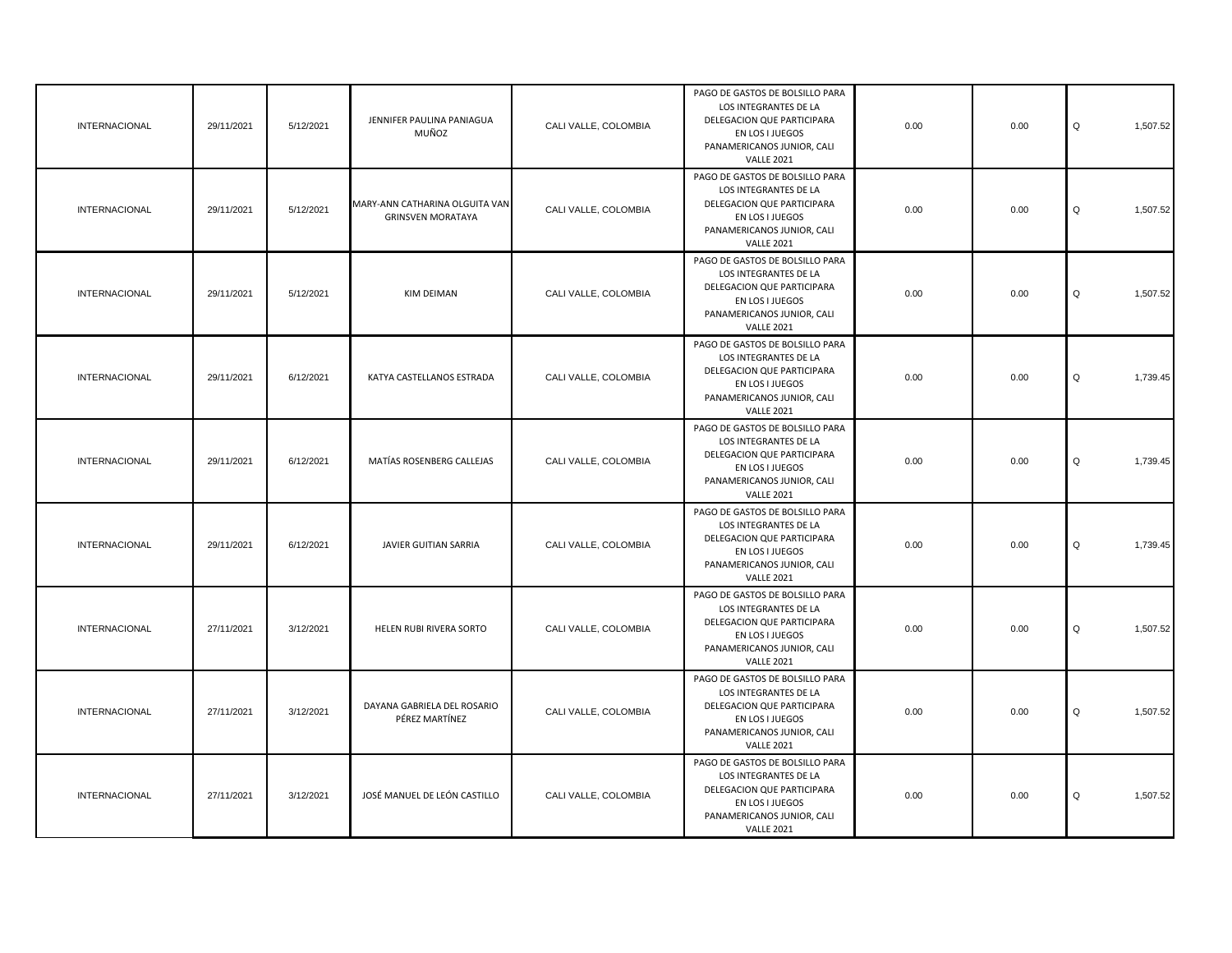| | | | | | | | | |
|---|---|---|---|---|---|---|---|---|
| INTERNACIONAL | 29/11/2021 | 5/12/2021 | JENNIFER PAULINA PANIAGUA MUÑOZ | CALI VALLE, COLOMBIA | PAGO DE GASTOS DE BOLSILLO PARA LOS INTEGRANTES DE LA DELEGACION QUE PARTICIPARA EN LOS I JUEGOS PANAMERICANOS JUNIOR, CALI VALLE 2021 | 0.00 | 0.00 | Q 1,507.52 |
| INTERNACIONAL | 29/11/2021 | 5/12/2021 | MARY-ANN CATHARINA OLGUITA VAN GRINSVEN MORATAYA | CALI VALLE, COLOMBIA | PAGO DE GASTOS DE BOLSILLO PARA LOS INTEGRANTES DE LA DELEGACION QUE PARTICIPARA EN LOS I JUEGOS PANAMERICANOS JUNIOR, CALI VALLE 2021 | 0.00 | 0.00 | Q 1,507.52 |
| INTERNACIONAL | 29/11/2021 | 5/12/2021 | KIM DEIMAN | CALI VALLE, COLOMBIA | PAGO DE GASTOS DE BOLSILLO PARA LOS INTEGRANTES DE LA DELEGACION QUE PARTICIPARA EN LOS I JUEGOS PANAMERICANOS JUNIOR, CALI VALLE 2021 | 0.00 | 0.00 | Q 1,507.52 |
| INTERNACIONAL | 29/11/2021 | 6/12/2021 | KATYA CASTELLANOS ESTRADA | CALI VALLE, COLOMBIA | PAGO DE GASTOS DE BOLSILLO PARA LOS INTEGRANTES DE LA DELEGACION QUE PARTICIPARA EN LOS I JUEGOS PANAMERICANOS JUNIOR, CALI VALLE 2021 | 0.00 | 0.00 | Q 1,739.45 |
| INTERNACIONAL | 29/11/2021 | 6/12/2021 | MATÍAS ROSENBERG CALLEJAS | CALI VALLE, COLOMBIA | PAGO DE GASTOS DE BOLSILLO PARA LOS INTEGRANTES DE LA DELEGACION QUE PARTICIPARA EN LOS I JUEGOS PANAMERICANOS JUNIOR, CALI VALLE 2021 | 0.00 | 0.00 | Q 1,739.45 |
| INTERNACIONAL | 29/11/2021 | 6/12/2021 | JAVIER GUITIAN SARRIA | CALI VALLE, COLOMBIA | PAGO DE GASTOS DE BOLSILLO PARA LOS INTEGRANTES DE LA DELEGACION QUE PARTICIPARA EN LOS I JUEGOS PANAMERICANOS JUNIOR, CALI VALLE 2021 | 0.00 | 0.00 | Q 1,739.45 |
| INTERNACIONAL | 27/11/2021 | 3/12/2021 | HELEN RUBI RIVERA SORTO | CALI VALLE, COLOMBIA | PAGO DE GASTOS DE BOLSILLO PARA LOS INTEGRANTES DE LA DELEGACION QUE PARTICIPARA EN LOS I JUEGOS PANAMERICANOS JUNIOR, CALI VALLE 2021 | 0.00 | 0.00 | Q 1,507.52 |
| INTERNACIONAL | 27/11/2021 | 3/12/2021 | DAYANA GABRIELA DEL ROSARIO PÉREZ MARTÍNEZ | CALI VALLE, COLOMBIA | PAGO DE GASTOS DE BOLSILLO PARA LOS INTEGRANTES DE LA DELEGACION QUE PARTICIPARA EN LOS I JUEGOS PANAMERICANOS JUNIOR, CALI VALLE 2021 | 0.00 | 0.00 | Q 1,507.52 |
| INTERNACIONAL | 27/11/2021 | 3/12/2021 | JOSÉ MANUEL DE LEÓN CASTILLO | CALI VALLE, COLOMBIA | PAGO DE GASTOS DE BOLSILLO PARA LOS INTEGRANTES DE LA DELEGACION QUE PARTICIPARA EN LOS I JUEGOS PANAMERICANOS JUNIOR, CALI VALLE 2021 | 0.00 | 0.00 | Q 1,507.52 |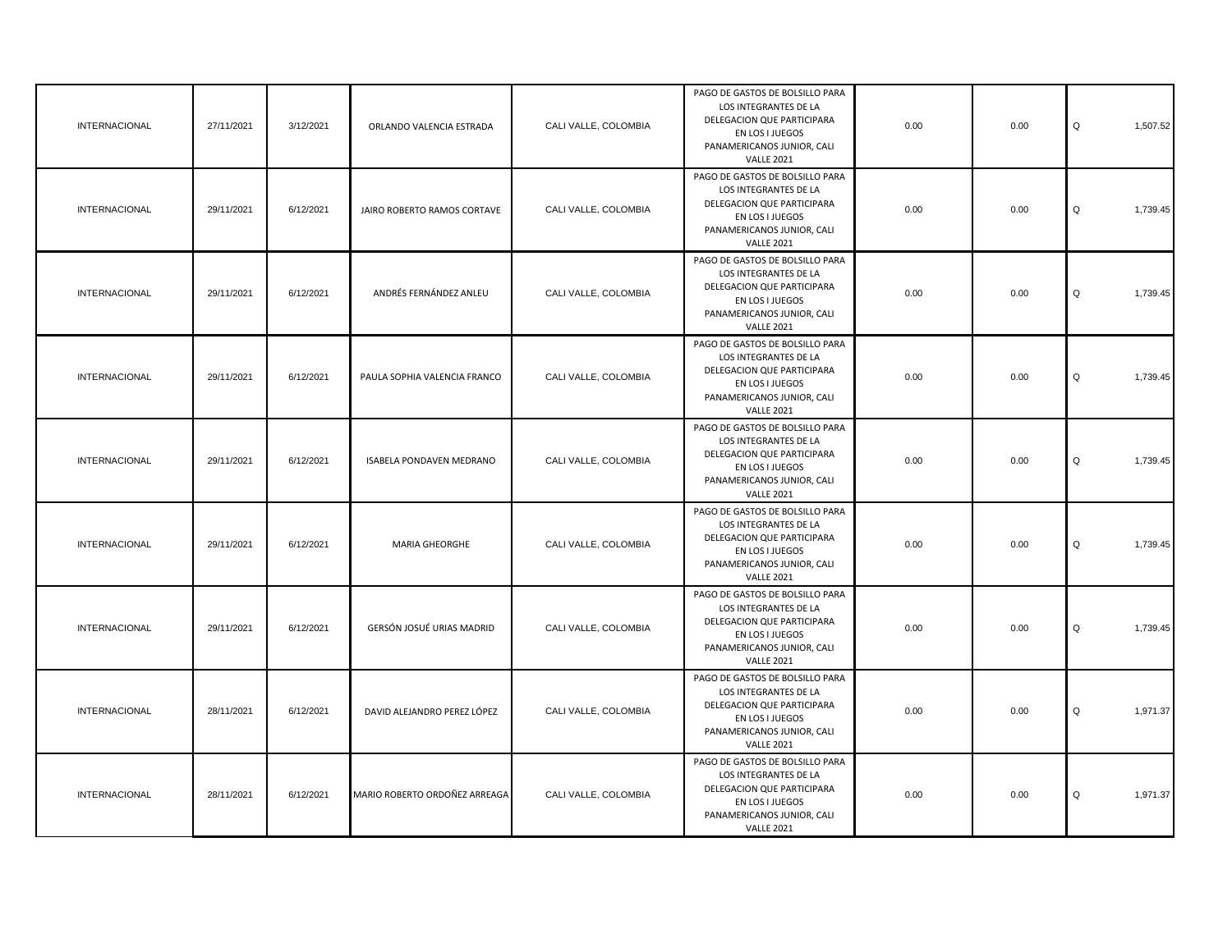| | | | | | | | | |
|---|---|---|---|---|---|---|---|---|
| INTERNACIONAL | 27/11/2021 | 3/12/2021 | ORLANDO VALENCIA ESTRADA | CALI VALLE, COLOMBIA | PAGO DE GASTOS DE BOLSILLO PARA LOS INTEGRANTES DE LA DELEGACION QUE PARTICIPARA EN LOS I JUEGOS PANAMERICANOS JUNIOR, CALI VALLE 2021 | 0.00 | 0.00 | Q 1,507.52 |
| INTERNACIONAL | 29/11/2021 | 6/12/2021 | JAIRO ROBERTO RAMOS CORTAVE | CALI VALLE, COLOMBIA | PAGO DE GASTOS DE BOLSILLO PARA LOS INTEGRANTES DE LA DELEGACION QUE PARTICIPARA EN LOS I JUEGOS PANAMERICANOS JUNIOR, CALI VALLE 2021 | 0.00 | 0.00 | Q 1,739.45 |
| INTERNACIONAL | 29/11/2021 | 6/12/2021 | ANDRÉS FERNÁNDEZ ANLEU | CALI VALLE, COLOMBIA | PAGO DE GASTOS DE BOLSILLO PARA LOS INTEGRANTES DE LA DELEGACION QUE PARTICIPARA EN LOS I JUEGOS PANAMERICANOS JUNIOR, CALI VALLE 2021 | 0.00 | 0.00 | Q 1,739.45 |
| INTERNACIONAL | 29/11/2021 | 6/12/2021 | PAULA SOPHIA VALENCIA FRANCO | CALI VALLE, COLOMBIA | PAGO DE GASTOS DE BOLSILLO PARA LOS INTEGRANTES DE LA DELEGACION QUE PARTICIPARA EN LOS I JUEGOS PANAMERICANOS JUNIOR, CALI VALLE 2021 | 0.00 | 0.00 | Q 1,739.45 |
| INTERNACIONAL | 29/11/2021 | 6/12/2021 | ISABELA PONDAVEN MEDRANO | CALI VALLE, COLOMBIA | PAGO DE GASTOS DE BOLSILLO PARA LOS INTEGRANTES DE LA DELEGACION QUE PARTICIPARA EN LOS I JUEGOS PANAMERICANOS JUNIOR, CALI VALLE 2021 | 0.00 | 0.00 | Q 1,739.45 |
| INTERNACIONAL | 29/11/2021 | 6/12/2021 | MARIA GHEORGHE | CALI VALLE, COLOMBIA | PAGO DE GASTOS DE BOLSILLO PARA LOS INTEGRANTES DE LA DELEGACION QUE PARTICIPARA EN LOS I JUEGOS PANAMERICANOS JUNIOR, CALI VALLE 2021 | 0.00 | 0.00 | Q 1,739.45 |
| INTERNACIONAL | 29/11/2021 | 6/12/2021 | GERSÓN JOSUÉ URIAS MADRID | CALI VALLE, COLOMBIA | PAGO DE GASTOS DE BOLSILLO PARA LOS INTEGRANTES DE LA DELEGACION QUE PARTICIPARA EN LOS I JUEGOS PANAMERICANOS JUNIOR, CALI VALLE 2021 | 0.00 | 0.00 | Q 1,739.45 |
| INTERNACIONAL | 28/11/2021 | 6/12/2021 | DAVID ALEJANDRO PEREZ LÓPEZ | CALI VALLE, COLOMBIA | PAGO DE GASTOS DE BOLSILLO PARA LOS INTEGRANTES DE LA DELEGACION QUE PARTICIPARA EN LOS I JUEGOS PANAMERICANOS JUNIOR, CALI VALLE 2021 | 0.00 | 0.00 | Q 1,971.37 |
| INTERNACIONAL | 28/11/2021 | 6/12/2021 | MARIO ROBERTO ORDOÑEZ ARREAGA | CALI VALLE, COLOMBIA | PAGO DE GASTOS DE BOLSILLO PARA LOS INTEGRANTES DE LA DELEGACION QUE PARTICIPARA EN LOS I JUEGOS PANAMERICANOS JUNIOR, CALI VALLE 2021 | 0.00 | 0.00 | Q 1,971.37 |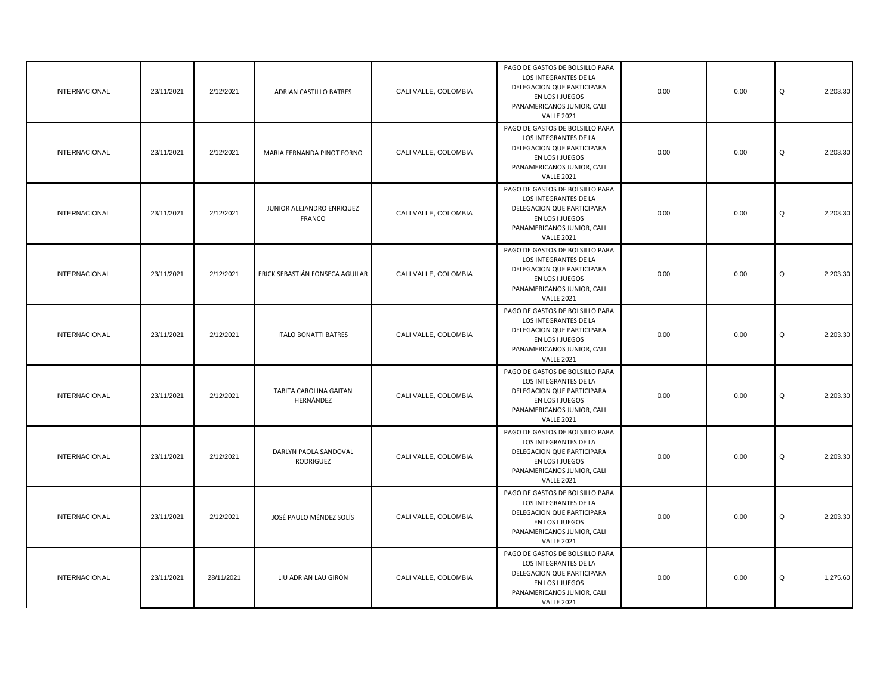| | | | | | | | | |
|---|---|---|---|---|---|---|---|---|
| INTERNACIONAL | 23/11/2021 | 2/12/2021 | ADRIAN CASTILLO BATRES | CALI VALLE, COLOMBIA | PAGO DE GASTOS DE BOLSILLO PARA LOS INTEGRANTES DE LA DELEGACION QUE PARTICIPARA EN LOS I JUEGOS PANAMERICANOS JUNIOR, CALI VALLE 2021 | 0.00 | 0.00 | Q 2,203.30 |
| INTERNACIONAL | 23/11/2021 | 2/12/2021 | MARIA FERNANDA PINOT FORNO | CALI VALLE, COLOMBIA | PAGO DE GASTOS DE BOLSILLO PARA LOS INTEGRANTES DE LA DELEGACION QUE PARTICIPARA EN LOS I JUEGOS PANAMERICANOS JUNIOR, CALI VALLE 2021 | 0.00 | 0.00 | Q 2,203.30 |
| INTERNACIONAL | 23/11/2021 | 2/12/2021 | JUNIOR ALEJANDRO ENRIQUEZ FRANCO | CALI VALLE, COLOMBIA | PAGO DE GASTOS DE BOLSILLO PARA LOS INTEGRANTES DE LA DELEGACION QUE PARTICIPARA EN LOS I JUEGOS PANAMERICANOS JUNIOR, CALI VALLE 2021 | 0.00 | 0.00 | Q 2,203.30 |
| INTERNACIONAL | 23/11/2021 | 2/12/2021 | ERICK SEBASTIÁN FONSECA AGUILAR | CALI VALLE, COLOMBIA | PAGO DE GASTOS DE BOLSILLO PARA LOS INTEGRANTES DE LA DELEGACION QUE PARTICIPARA EN LOS I JUEGOS PANAMERICANOS JUNIOR, CALI VALLE 2021 | 0.00 | 0.00 | Q 2,203.30 |
| INTERNACIONAL | 23/11/2021 | 2/12/2021 | ITALO BONATTI BATRES | CALI VALLE, COLOMBIA | PAGO DE GASTOS DE BOLSILLO PARA LOS INTEGRANTES DE LA DELEGACION QUE PARTICIPARA EN LOS I JUEGOS PANAMERICANOS JUNIOR, CALI VALLE 2021 | 0.00 | 0.00 | Q 2,203.30 |
| INTERNACIONAL | 23/11/2021 | 2/12/2021 | TABITA CAROLINA GAITAN HERNÁNDEZ | CALI VALLE, COLOMBIA | PAGO DE GASTOS DE BOLSILLO PARA LOS INTEGRANTES DE LA DELEGACION QUE PARTICIPARA EN LOS I JUEGOS PANAMERICANOS JUNIOR, CALI VALLE 2021 | 0.00 | 0.00 | Q 2,203.30 |
| INTERNACIONAL | 23/11/2021 | 2/12/2021 | DARLYN PAOLA SANDOVAL RODRIGUEZ | CALI VALLE, COLOMBIA | PAGO DE GASTOS DE BOLSILLO PARA LOS INTEGRANTES DE LA DELEGACION QUE PARTICIPARA EN LOS I JUEGOS PANAMERICANOS JUNIOR, CALI VALLE 2021 | 0.00 | 0.00 | Q 2,203.30 |
| INTERNACIONAL | 23/11/2021 | 2/12/2021 | JOSÉ PAULO MÉNDEZ SOLÍS | CALI VALLE, COLOMBIA | PAGO DE GASTOS DE BOLSILLO PARA LOS INTEGRANTES DE LA DELEGACION QUE PARTICIPARA EN LOS I JUEGOS PANAMERICANOS JUNIOR, CALI VALLE 2021 | 0.00 | 0.00 | Q 2,203.30 |
| INTERNACIONAL | 23/11/2021 | 28/11/2021 | LIU ADRIAN LAU GIRÓN | CALI VALLE, COLOMBIA | PAGO DE GASTOS DE BOLSILLO PARA LOS INTEGRANTES DE LA DELEGACION QUE PARTICIPARA EN LOS I JUEGOS PANAMERICANOS JUNIOR, CALI VALLE 2021 | 0.00 | 0.00 | Q 1,275.60 |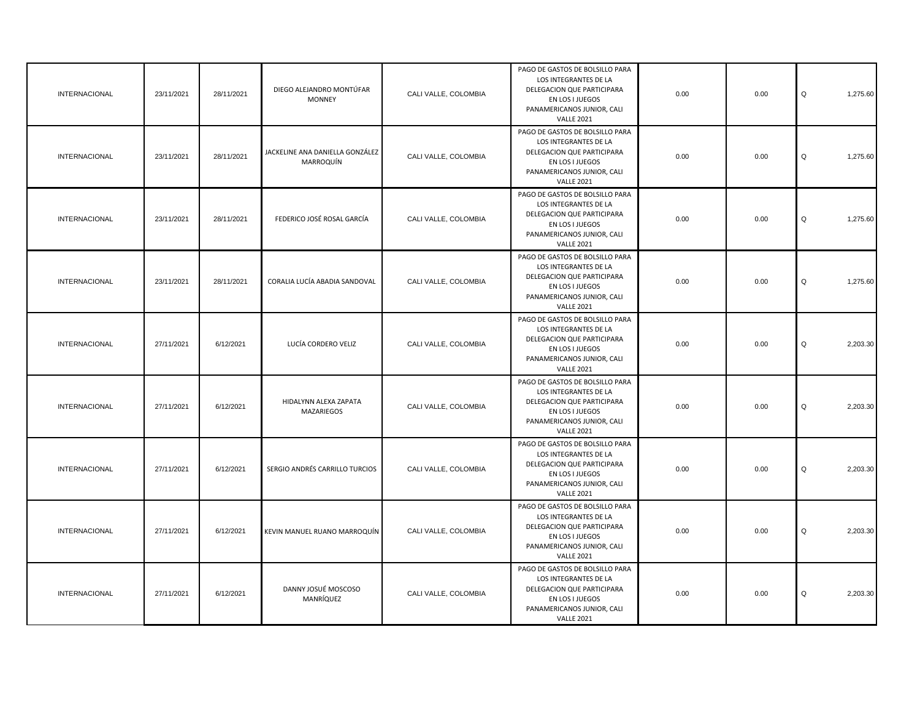| | | | | | | | | |
|---|---|---|---|---|---|---|---|---|
| INTERNACIONAL | 23/11/2021 | 28/11/2021 | DIEGO ALEJANDRO MONTÚFAR MONNEY | CALI VALLE, COLOMBIA | PAGO DE GASTOS DE BOLSILLO PARA LOS INTEGRANTES DE LA DELEGACION QUE PARTICIPARA EN LOS I JUEGOS PANAMERICANOS JUNIOR, CALI VALLE 2021 | 0.00 | 0.00 | Q 1,275.60 |
| INTERNACIONAL | 23/11/2021 | 28/11/2021 | JACKELINE ANA DANIELLA GONZÁLEZ MARROQUÍN | CALI VALLE, COLOMBIA | PAGO DE GASTOS DE BOLSILLO PARA LOS INTEGRANTES DE LA DELEGACION QUE PARTICIPARA EN LOS I JUEGOS PANAMERICANOS JUNIOR, CALI VALLE 2021 | 0.00 | 0.00 | Q 1,275.60 |
| INTERNACIONAL | 23/11/2021 | 28/11/2021 | FEDERICO JOSÉ ROSAL GARCÍA | CALI VALLE, COLOMBIA | PAGO DE GASTOS DE BOLSILLO PARA LOS INTEGRANTES DE LA DELEGACION QUE PARTICIPARA EN LOS I JUEGOS PANAMERICANOS JUNIOR, CALI VALLE 2021 | 0.00 | 0.00 | Q 1,275.60 |
| INTERNACIONAL | 23/11/2021 | 28/11/2021 | CORALIA LUCÍA ABADIA SANDOVAL | CALI VALLE, COLOMBIA | PAGO DE GASTOS DE BOLSILLO PARA LOS INTEGRANTES DE LA DELEGACION QUE PARTICIPARA EN LOS I JUEGOS PANAMERICANOS JUNIOR, CALI VALLE 2021 | 0.00 | 0.00 | Q 1,275.60 |
| INTERNACIONAL | 27/11/2021 | 6/12/2021 | LUCÍA CORDERO VELIZ | CALI VALLE, COLOMBIA | PAGO DE GASTOS DE BOLSILLO PARA LOS INTEGRANTES DE LA DELEGACION QUE PARTICIPARA EN LOS I JUEGOS PANAMERICANOS JUNIOR, CALI VALLE 2021 | 0.00 | 0.00 | Q 2,203.30 |
| INTERNACIONAL | 27/11/2021 | 6/12/2021 | HIDALYNN ALEXA ZAPATA MAZARIEGOS | CALI VALLE, COLOMBIA | PAGO DE GASTOS DE BOLSILLO PARA LOS INTEGRANTES DE LA DELEGACION QUE PARTICIPARA EN LOS I JUEGOS PANAMERICANOS JUNIOR, CALI VALLE 2021 | 0.00 | 0.00 | Q 2,203.30 |
| INTERNACIONAL | 27/11/2021 | 6/12/2021 | SERGIO ANDRÉS CARRILLO TURCIOS | CALI VALLE, COLOMBIA | PAGO DE GASTOS DE BOLSILLO PARA LOS INTEGRANTES DE LA DELEGACION QUE PARTICIPARA EN LOS I JUEGOS PANAMERICANOS JUNIOR, CALI VALLE 2021 | 0.00 | 0.00 | Q 2,203.30 |
| INTERNACIONAL | 27/11/2021 | 6/12/2021 | KEVIN MANUEL RUANO MARROQUÍN | CALI VALLE, COLOMBIA | PAGO DE GASTOS DE BOLSILLO PARA LOS INTEGRANTES DE LA DELEGACION QUE PARTICIPARA EN LOS I JUEGOS PANAMERICANOS JUNIOR, CALI VALLE 2021 | 0.00 | 0.00 | Q 2,203.30 |
| INTERNACIONAL | 27/11/2021 | 6/12/2021 | DANNY JOSUÉ MOSCOSO MANRÍQUEZ | CALI VALLE, COLOMBIA | PAGO DE GASTOS DE BOLSILLO PARA LOS INTEGRANTES DE LA DELEGACION QUE PARTICIPARA EN LOS I JUEGOS PANAMERICANOS JUNIOR, CALI VALLE 2021 | 0.00 | 0.00 | Q 2,203.30 |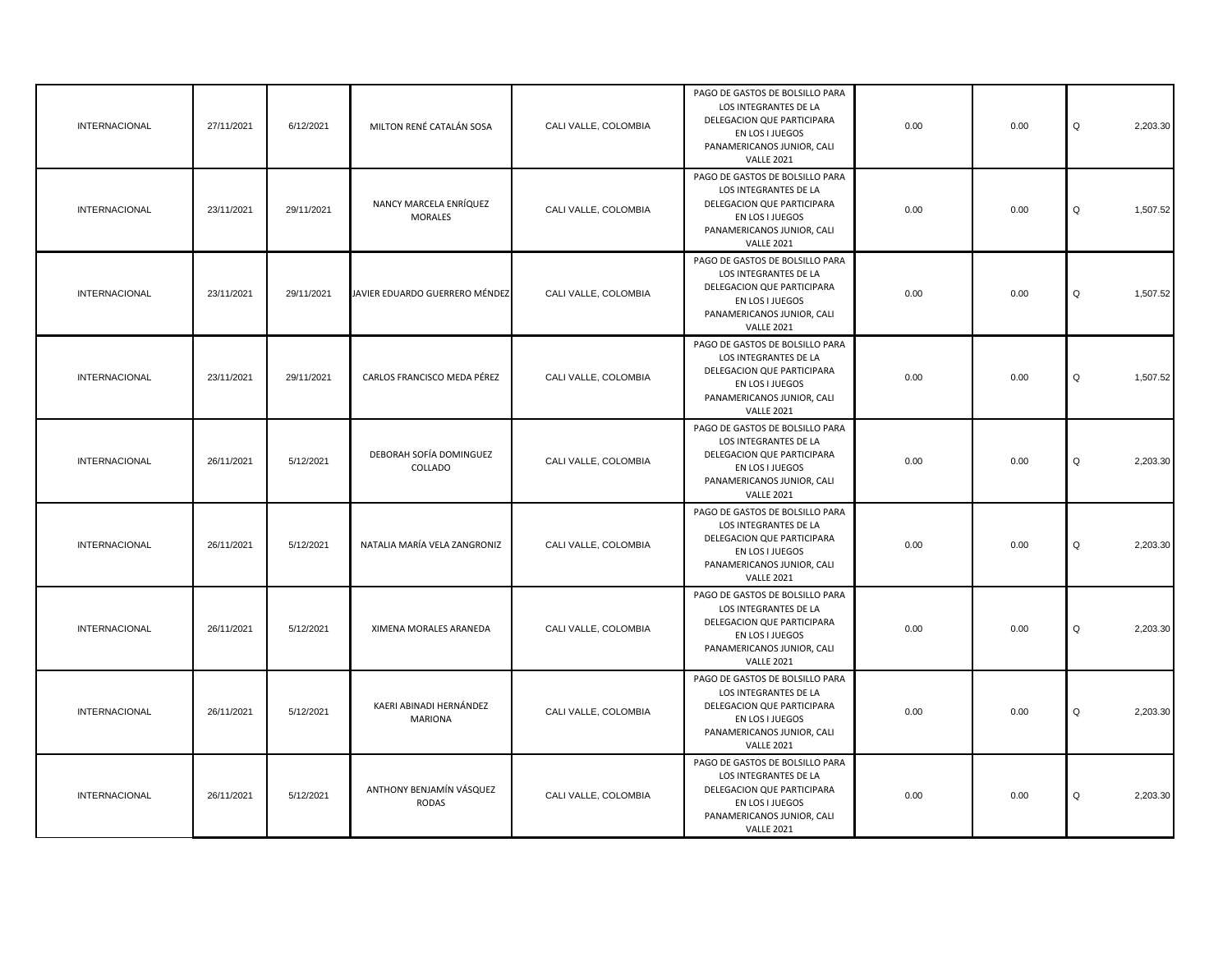| | | | | | | | | |
|---|---|---|---|---|---|---|---|---|
| INTERNACIONAL | 27/11/2021 | 6/12/2021 | MILTON RENÉ CATALÁN SOSA | CALI VALLE, COLOMBIA | PAGO DE GASTOS DE BOLSILLO PARA LOS INTEGRANTES DE LA DELEGACION QUE PARTICIPARA EN LOS I JUEGOS PANAMERICANOS JUNIOR, CALI VALLE 2021 | 0.00 | 0.00 | Q 2,203.30 |
| INTERNACIONAL | 23/11/2021 | 29/11/2021 | NANCY MARCELA ENRÍQUEZ MORALES | CALI VALLE, COLOMBIA | PAGO DE GASTOS DE BOLSILLO PARA LOS INTEGRANTES DE LA DELEGACION QUE PARTICIPARA EN LOS I JUEGOS PANAMERICANOS JUNIOR, CALI VALLE 2021 | 0.00 | 0.00 | Q 1,507.52 |
| INTERNACIONAL | 23/11/2021 | 29/11/2021 | JAVIER EDUARDO GUERRERO MÉNDEZ | CALI VALLE, COLOMBIA | PAGO DE GASTOS DE BOLSILLO PARA LOS INTEGRANTES DE LA DELEGACION QUE PARTICIPARA EN LOS I JUEGOS PANAMERICANOS JUNIOR, CALI VALLE 2021 | 0.00 | 0.00 | Q 1,507.52 |
| INTERNACIONAL | 23/11/2021 | 29/11/2021 | CARLOS FRANCISCO MEDA PÉREZ | CALI VALLE, COLOMBIA | PAGO DE GASTOS DE BOLSILLO PARA LOS INTEGRANTES DE LA DELEGACION QUE PARTICIPARA EN LOS I JUEGOS PANAMERICANOS JUNIOR, CALI VALLE 2021 | 0.00 | 0.00 | Q 1,507.52 |
| INTERNACIONAL | 26/11/2021 | 5/12/2021 | DEBORAH SOFÍA DOMINGUEZ COLLADO | CALI VALLE, COLOMBIA | PAGO DE GASTOS DE BOLSILLO PARA LOS INTEGRANTES DE LA DELEGACION QUE PARTICIPARA EN LOS I JUEGOS PANAMERICANOS JUNIOR, CALI VALLE 2021 | 0.00 | 0.00 | Q 2,203.30 |
| INTERNACIONAL | 26/11/2021 | 5/12/2021 | NATALIA MARÍA VELA ZANGRONIZ | CALI VALLE, COLOMBIA | PAGO DE GASTOS DE BOLSILLO PARA LOS INTEGRANTES DE LA DELEGACION QUE PARTICIPARA EN LOS I JUEGOS PANAMERICANOS JUNIOR, CALI VALLE 2021 | 0.00 | 0.00 | Q 2,203.30 |
| INTERNACIONAL | 26/11/2021 | 5/12/2021 | XIMENA MORALES ARANEDA | CALI VALLE, COLOMBIA | PAGO DE GASTOS DE BOLSILLO PARA LOS INTEGRANTES DE LA DELEGACION QUE PARTICIPARA EN LOS I JUEGOS PANAMERICANOS JUNIOR, CALI VALLE 2021 | 0.00 | 0.00 | Q 2,203.30 |
| INTERNACIONAL | 26/11/2021 | 5/12/2021 | KAERI ABINADI HERNÁNDEZ MARIONA | CALI VALLE, COLOMBIA | PAGO DE GASTOS DE BOLSILLO PARA LOS INTEGRANTES DE LA DELEGACION QUE PARTICIPARA EN LOS I JUEGOS PANAMERICANOS JUNIOR, CALI VALLE 2021 | 0.00 | 0.00 | Q 2,203.30 |
| INTERNACIONAL | 26/11/2021 | 5/12/2021 | ANTHONY BENJAMÍN VÁSQUEZ RODAS | CALI VALLE, COLOMBIA | PAGO DE GASTOS DE BOLSILLO PARA LOS INTEGRANTES DE LA DELEGACION QUE PARTICIPARA EN LOS I JUEGOS PANAMERICANOS JUNIOR, CALI VALLE 2021 | 0.00 | 0.00 | Q 2,203.30 |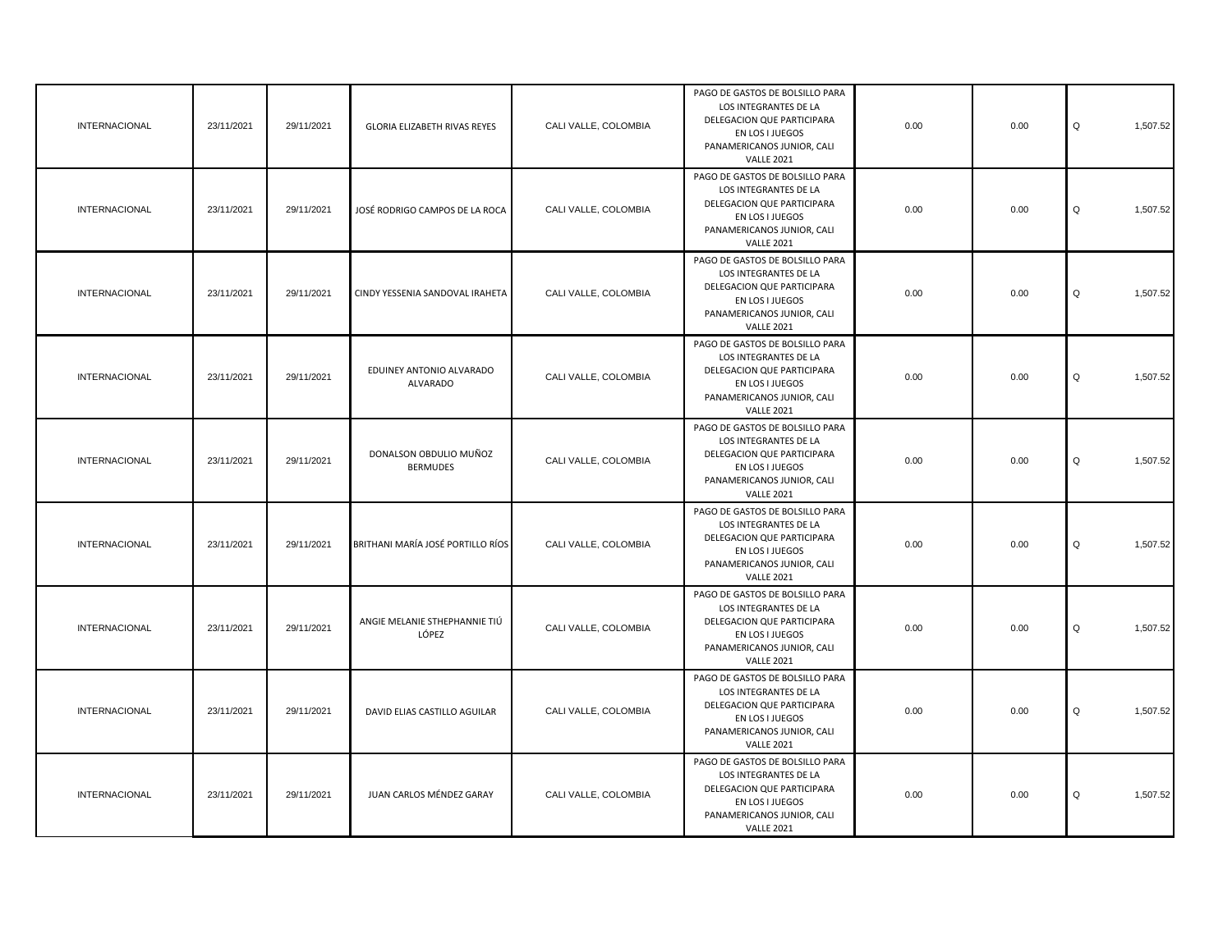| | | | | | | | | |
|---|---|---|---|---|---|---|---|---|
| INTERNACIONAL | 23/11/2021 | 29/11/2021 | GLORIA ELIZABETH RIVAS REYES | CALI VALLE, COLOMBIA | PAGO DE GASTOS DE BOLSILLO PARA LOS INTEGRANTES DE LA DELEGACION QUE PARTICIPARA EN LOS I JUEGOS PANAMERICANOS JUNIOR, CALI VALLE 2021 | 0.00 | 0.00 | Q 1,507.52 |
| INTERNACIONAL | 23/11/2021 | 29/11/2021 | JOSÉ RODRIGO CAMPOS DE LA ROCA | CALI VALLE, COLOMBIA | PAGO DE GASTOS DE BOLSILLO PARA LOS INTEGRANTES DE LA DELEGACION QUE PARTICIPARA EN LOS I JUEGOS PANAMERICANOS JUNIOR, CALI VALLE 2021 | 0.00 | 0.00 | Q 1,507.52 |
| INTERNACIONAL | 23/11/2021 | 29/11/2021 | CINDY YESSENIA SANDOVAL IRAHETA | CALI VALLE, COLOMBIA | PAGO DE GASTOS DE BOLSILLO PARA LOS INTEGRANTES DE LA DELEGACION QUE PARTICIPARA EN LOS I JUEGOS PANAMERICANOS JUNIOR, CALI VALLE 2021 | 0.00 | 0.00 | Q 1,507.52 |
| INTERNACIONAL | 23/11/2021 | 29/11/2021 | EDUINEY ANTONIO ALVARADO ALVARADO | CALI VALLE, COLOMBIA | PAGO DE GASTOS DE BOLSILLO PARA LOS INTEGRANTES DE LA DELEGACION QUE PARTICIPARA EN LOS I JUEGOS PANAMERICANOS JUNIOR, CALI VALLE 2021 | 0.00 | 0.00 | Q 1,507.52 |
| INTERNACIONAL | 23/11/2021 | 29/11/2021 | DONALSON OBDULIO MUÑOZ BERMUDES | CALI VALLE, COLOMBIA | PAGO DE GASTOS DE BOLSILLO PARA LOS INTEGRANTES DE LA DELEGACION QUE PARTICIPARA EN LOS I JUEGOS PANAMERICANOS JUNIOR, CALI VALLE 2021 | 0.00 | 0.00 | Q 1,507.52 |
| INTERNACIONAL | 23/11/2021 | 29/11/2021 | BRITHANI MARÍA JOSÉ PORTILLO RÍOS | CALI VALLE, COLOMBIA | PAGO DE GASTOS DE BOLSILLO PARA LOS INTEGRANTES DE LA DELEGACION QUE PARTICIPARA EN LOS I JUEGOS PANAMERICANOS JUNIOR, CALI VALLE 2021 | 0.00 | 0.00 | Q 1,507.52 |
| INTERNACIONAL | 23/11/2021 | 29/11/2021 | ANGIE MELANIE STHEPHANNIE TIÚ LÓPEZ | CALI VALLE, COLOMBIA | PAGO DE GASTOS DE BOLSILLO PARA LOS INTEGRANTES DE LA DELEGACION QUE PARTICIPARA EN LOS I JUEGOS PANAMERICANOS JUNIOR, CALI VALLE 2021 | 0.00 | 0.00 | Q 1,507.52 |
| INTERNACIONAL | 23/11/2021 | 29/11/2021 | DAVID ELIAS CASTILLO AGUILAR | CALI VALLE, COLOMBIA | PAGO DE GASTOS DE BOLSILLO PARA LOS INTEGRANTES DE LA DELEGACION QUE PARTICIPARA EN LOS I JUEGOS PANAMERICANOS JUNIOR, CALI VALLE 2021 | 0.00 | 0.00 | Q 1,507.52 |
| INTERNACIONAL | 23/11/2021 | 29/11/2021 | JUAN CARLOS MÉNDEZ GARAY | CALI VALLE, COLOMBIA | PAGO DE GASTOS DE BOLSILLO PARA LOS INTEGRANTES DE LA DELEGACION QUE PARTICIPARA EN LOS I JUEGOS PANAMERICANOS JUNIOR, CALI VALLE 2021 | 0.00 | 0.00 | Q 1,507.52 |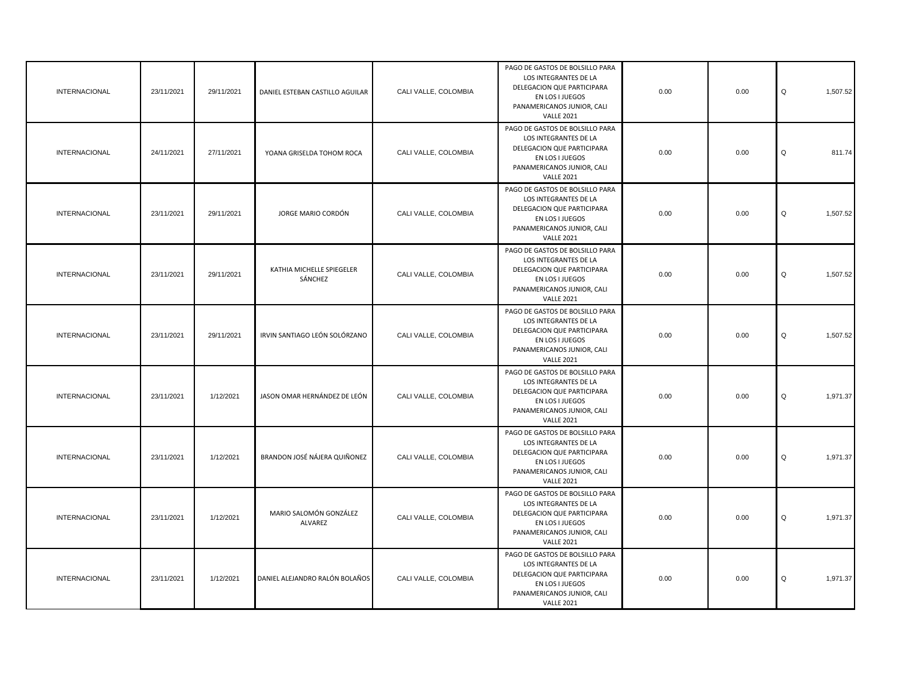| | | | | | | | | |
|---|---|---|---|---|---|---|---|---|
| INTERNACIONAL | 23/11/2021 | 29/11/2021 | DANIEL ESTEBAN CASTILLO AGUILAR | CALI VALLE, COLOMBIA | PAGO DE GASTOS DE BOLSILLO PARA LOS INTEGRANTES DE LA DELEGACION QUE PARTICIPARA EN LOS I JUEGOS PANAMERICANOS JUNIOR, CALI VALLE 2021 | 0.00 | 0.00 | Q 1,507.52 |
| INTERNACIONAL | 24/11/2021 | 27/11/2021 | YOANA GRISELDA TOHOM ROCA | CALI VALLE, COLOMBIA | PAGO DE GASTOS DE BOLSILLO PARA LOS INTEGRANTES DE LA DELEGACION QUE PARTICIPARA EN LOS I JUEGOS PANAMERICANOS JUNIOR, CALI VALLE 2021 | 0.00 | 0.00 | Q 811.74 |
| INTERNACIONAL | 23/11/2021 | 29/11/2021 | JORGE MARIO CORDÓN | CALI VALLE, COLOMBIA | PAGO DE GASTOS DE BOLSILLO PARA LOS INTEGRANTES DE LA DELEGACION QUE PARTICIPARA EN LOS I JUEGOS PANAMERICANOS JUNIOR, CALI VALLE 2021 | 0.00 | 0.00 | Q 1,507.52 |
| INTERNACIONAL | 23/11/2021 | 29/11/2021 | KATHIA MICHELLE SPIEGELER SÁNCHEZ | CALI VALLE, COLOMBIA | PAGO DE GASTOS DE BOLSILLO PARA LOS INTEGRANTES DE LA DELEGACION QUE PARTICIPARA EN LOS I JUEGOS PANAMERICANOS JUNIOR, CALI VALLE 2021 | 0.00 | 0.00 | Q 1,507.52 |
| INTERNACIONAL | 23/11/2021 | 29/11/2021 | IRVIN SANTIAGO LEÓN SOLÓRZANO | CALI VALLE, COLOMBIA | PAGO DE GASTOS DE BOLSILLO PARA LOS INTEGRANTES DE LA DELEGACION QUE PARTICIPARA EN LOS I JUEGOS PANAMERICANOS JUNIOR, CALI VALLE 2021 | 0.00 | 0.00 | Q 1,507.52 |
| INTERNACIONAL | 23/11/2021 | 1/12/2021 | JASON OMAR HERNÁNDEZ DE LEÓN | CALI VALLE, COLOMBIA | PAGO DE GASTOS DE BOLSILLO PARA LOS INTEGRANTES DE LA DELEGACION QUE PARTICIPARA EN LOS I JUEGOS PANAMERICANOS JUNIOR, CALI VALLE 2021 | 0.00 | 0.00 | Q 1,971.37 |
| INTERNACIONAL | 23/11/2021 | 1/12/2021 | BRANDON JOSÉ NÁJERA QUIÑONEZ | CALI VALLE, COLOMBIA | PAGO DE GASTOS DE BOLSILLO PARA LOS INTEGRANTES DE LA DELEGACION QUE PARTICIPARA EN LOS I JUEGOS PANAMERICANOS JUNIOR, CALI VALLE 2021 | 0.00 | 0.00 | Q 1,971.37 |
| INTERNACIONAL | 23/11/2021 | 1/12/2021 | MARIO SALOMÓN GONZÁLEZ ALVAREZ | CALI VALLE, COLOMBIA | PAGO DE GASTOS DE BOLSILLO PARA LOS INTEGRANTES DE LA DELEGACION QUE PARTICIPARA EN LOS I JUEGOS PANAMERICANOS JUNIOR, CALI VALLE 2021 | 0.00 | 0.00 | Q 1,971.37 |
| INTERNACIONAL | 23/11/2021 | 1/12/2021 | DANIEL ALEJANDRO RALÓN BOLAÑOS | CALI VALLE, COLOMBIA | PAGO DE GASTOS DE BOLSILLO PARA LOS INTEGRANTES DE LA DELEGACION QUE PARTICIPARA EN LOS I JUEGOS PANAMERICANOS JUNIOR, CALI VALLE 2021 | 0.00 | 0.00 | Q 1,971.37 |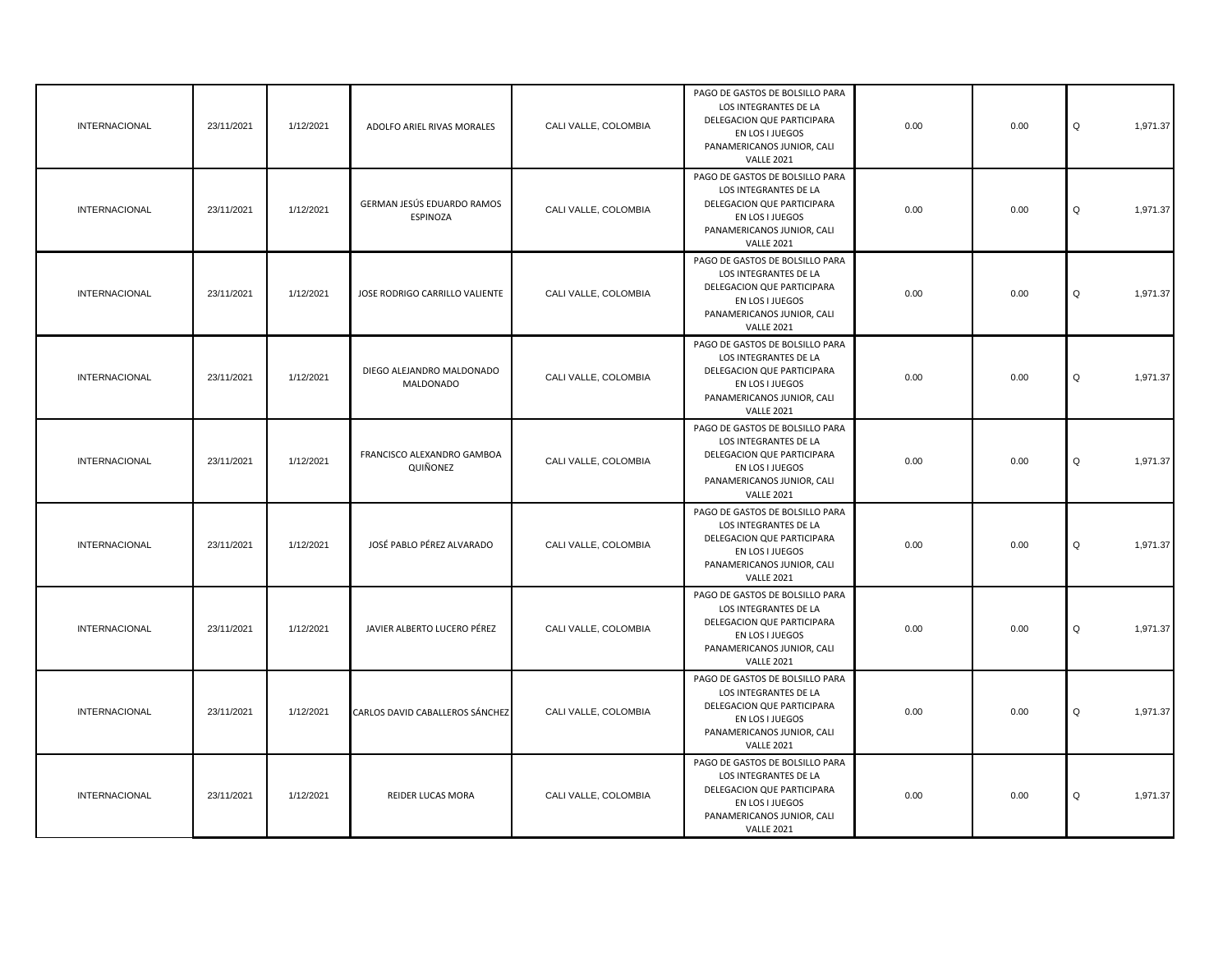| | | | | | | | | |
|---|---|---|---|---|---|---|---|---|
| INTERNACIONAL | 23/11/2021 | 1/12/2021 | ADOLFO ARIEL RIVAS MORALES | CALI VALLE, COLOMBIA | PAGO DE GASTOS DE BOLSILLO PARA LOS INTEGRANTES DE LA DELEGACION QUE PARTICIPARA EN LOS I JUEGOS PANAMERICANOS JUNIOR, CALI VALLE 2021 | 0.00 | 0.00 | Q 1,971.37 |
| INTERNACIONAL | 23/11/2021 | 1/12/2021 | GERMAN JESÚS EDUARDO RAMOS ESPINOZA | CALI VALLE, COLOMBIA | PAGO DE GASTOS DE BOLSILLO PARA LOS INTEGRANTES DE LA DELEGACION QUE PARTICIPARA EN LOS I JUEGOS PANAMERICANOS JUNIOR, CALI VALLE 2021 | 0.00 | 0.00 | Q 1,971.37 |
| INTERNACIONAL | 23/11/2021 | 1/12/2021 | JOSE RODRIGO CARRILLO VALIENTE | CALI VALLE, COLOMBIA | PAGO DE GASTOS DE BOLSILLO PARA LOS INTEGRANTES DE LA DELEGACION QUE PARTICIPARA EN LOS I JUEGOS PANAMERICANOS JUNIOR, CALI VALLE 2021 | 0.00 | 0.00 | Q 1,971.37 |
| INTERNACIONAL | 23/11/2021 | 1/12/2021 | DIEGO ALEJANDRO MALDONADO MALDONADO | CALI VALLE, COLOMBIA | PAGO DE GASTOS DE BOLSILLO PARA LOS INTEGRANTES DE LA DELEGACION QUE PARTICIPARA EN LOS I JUEGOS PANAMERICANOS JUNIOR, CALI VALLE 2021 | 0.00 | 0.00 | Q 1,971.37 |
| INTERNACIONAL | 23/11/2021 | 1/12/2021 | FRANCISCO ALEXANDRO GAMBOA QUIÑONEZ | CALI VALLE, COLOMBIA | PAGO DE GASTOS DE BOLSILLO PARA LOS INTEGRANTES DE LA DELEGACION QUE PARTICIPARA EN LOS I JUEGOS PANAMERICANOS JUNIOR, CALI VALLE 2021 | 0.00 | 0.00 | Q 1,971.37 |
| INTERNACIONAL | 23/11/2021 | 1/12/2021 | JOSÉ PABLO PÉREZ ALVARADO | CALI VALLE, COLOMBIA | PAGO DE GASTOS DE BOLSILLO PARA LOS INTEGRANTES DE LA DELEGACION QUE PARTICIPARA EN LOS I JUEGOS PANAMERICANOS JUNIOR, CALI VALLE 2021 | 0.00 | 0.00 | Q 1,971.37 |
| INTERNACIONAL | 23/11/2021 | 1/12/2021 | JAVIER ALBERTO LUCERO PÉREZ | CALI VALLE, COLOMBIA | PAGO DE GASTOS DE BOLSILLO PARA LOS INTEGRANTES DE LA DELEGACION QUE PARTICIPARA EN LOS I JUEGOS PANAMERICANOS JUNIOR, CALI VALLE 2021 | 0.00 | 0.00 | Q 1,971.37 |
| INTERNACIONAL | 23/11/2021 | 1/12/2021 | CARLOS DAVID CABALLEROS SÁNCHEZ | CALI VALLE, COLOMBIA | PAGO DE GASTOS DE BOLSILLO PARA LOS INTEGRANTES DE LA DELEGACION QUE PARTICIPARA EN LOS I JUEGOS PANAMERICANOS JUNIOR, CALI VALLE 2021 | 0.00 | 0.00 | Q 1,971.37 |
| INTERNACIONAL | 23/11/2021 | 1/12/2021 | REIDER LUCAS MORA | CALI VALLE, COLOMBIA | PAGO DE GASTOS DE BOLSILLO PARA LOS INTEGRANTES DE LA DELEGACION QUE PARTICIPARA EN LOS I JUEGOS PANAMERICANOS JUNIOR, CALI VALLE 2021 | 0.00 | 0.00 | Q 1,971.37 |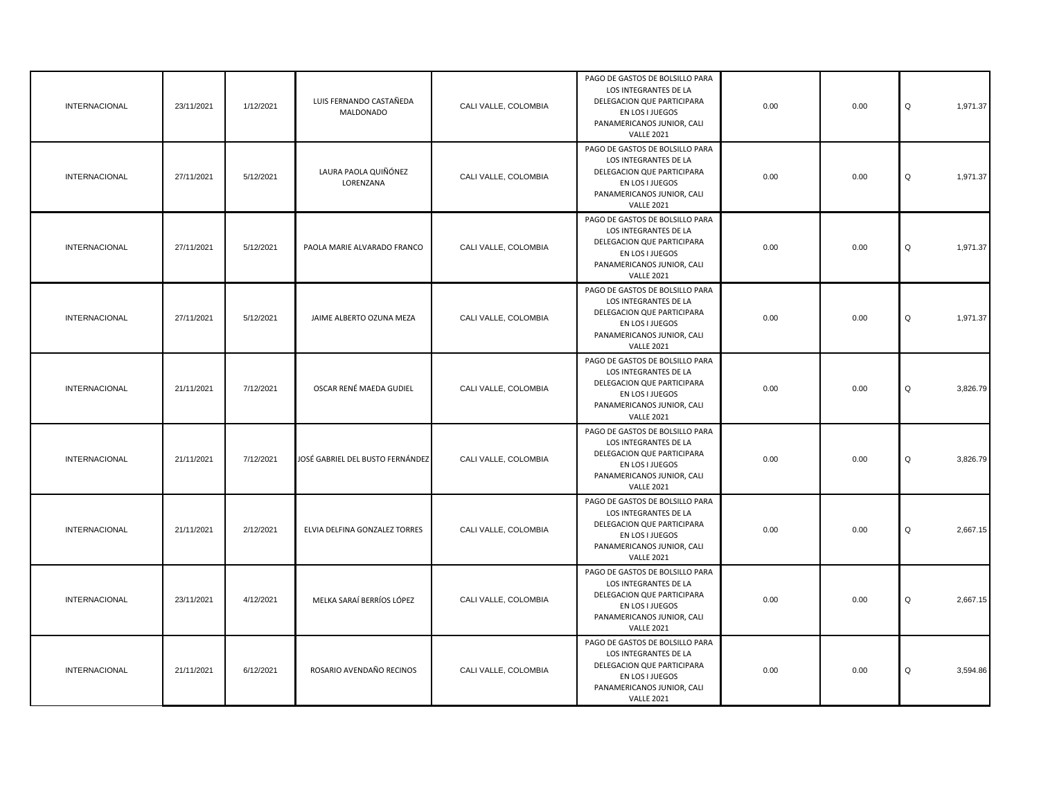| | | | | | | | | |
|---|---|---|---|---|---|---|---|---|
| INTERNACIONAL | 23/11/2021 | 1/12/2021 | LUIS FERNANDO CASTAÑEDA MALDONADO | CALI VALLE, COLOMBIA | PAGO DE GASTOS DE BOLSILLO PARA LOS INTEGRANTES DE LA DELEGACION QUE PARTICIPARA EN LOS I JUEGOS PANAMERICANOS JUNIOR, CALI VALLE 2021 | 0.00 | 0.00 | Q 1,971.37 |
| INTERNACIONAL | 27/11/2021 | 5/12/2021 | LAURA PAOLA QUIÑÓNEZ LORENZANA | CALI VALLE, COLOMBIA | PAGO DE GASTOS DE BOLSILLO PARA LOS INTEGRANTES DE LA DELEGACION QUE PARTICIPARA EN LOS I JUEGOS PANAMERICANOS JUNIOR, CALI VALLE 2021 | 0.00 | 0.00 | Q 1,971.37 |
| INTERNACIONAL | 27/11/2021 | 5/12/2021 | PAOLA MARIE ALVARADO FRANCO | CALI VALLE, COLOMBIA | PAGO DE GASTOS DE BOLSILLO PARA LOS INTEGRANTES DE LA DELEGACION QUE PARTICIPARA EN LOS I JUEGOS PANAMERICANOS JUNIOR, CALI VALLE 2021 | 0.00 | 0.00 | Q 1,971.37 |
| INTERNACIONAL | 27/11/2021 | 5/12/2021 | JAIME ALBERTO OZUNA MEZA | CALI VALLE, COLOMBIA | PAGO DE GASTOS DE BOLSILLO PARA LOS INTEGRANTES DE LA DELEGACION QUE PARTICIPARA EN LOS I JUEGOS PANAMERICANOS JUNIOR, CALI VALLE 2021 | 0.00 | 0.00 | Q 1,971.37 |
| INTERNACIONAL | 21/11/2021 | 7/12/2021 | OSCAR RENÉ MAEDA GUDIEL | CALI VALLE, COLOMBIA | PAGO DE GASTOS DE BOLSILLO PARA LOS INTEGRANTES DE LA DELEGACION QUE PARTICIPARA EN LOS I JUEGOS PANAMERICANOS JUNIOR, CALI VALLE 2021 | 0.00 | 0.00 | Q 3,826.79 |
| INTERNACIONAL | 21/11/2021 | 7/12/2021 | JOSÉ GABRIEL DEL BUSTO FERNÁNDEZ | CALI VALLE, COLOMBIA | PAGO DE GASTOS DE BOLSILLO PARA LOS INTEGRANTES DE LA DELEGACION QUE PARTICIPARA EN LOS I JUEGOS PANAMERICANOS JUNIOR, CALI VALLE 2021 | 0.00 | 0.00 | Q 3,826.79 |
| INTERNACIONAL | 21/11/2021 | 2/12/2021 | ELVIA DELFINA GONZALEZ TORRES | CALI VALLE, COLOMBIA | PAGO DE GASTOS DE BOLSILLO PARA LOS INTEGRANTES DE LA DELEGACION QUE PARTICIPARA EN LOS I JUEGOS PANAMERICANOS JUNIOR, CALI VALLE 2021 | 0.00 | 0.00 | Q 2,667.15 |
| INTERNACIONAL | 23/11/2021 | 4/12/2021 | MELKA SARAÍ BERRÍOS LÓPEZ | CALI VALLE, COLOMBIA | PAGO DE GASTOS DE BOLSILLO PARA LOS INTEGRANTES DE LA DELEGACION QUE PARTICIPARA EN LOS I JUEGOS PANAMERICANOS JUNIOR, CALI VALLE 2021 | 0.00 | 0.00 | Q 2,667.15 |
| INTERNACIONAL | 21/11/2021 | 6/12/2021 | ROSARIO AVENDAÑO RECINOS | CALI VALLE, COLOMBIA | PAGO DE GASTOS DE BOLSILLO PARA LOS INTEGRANTES DE LA DELEGACION QUE PARTICIPARA EN LOS I JUEGOS PANAMERICANOS JUNIOR, CALI VALLE 2021 | 0.00 | 0.00 | Q 3,594.86 |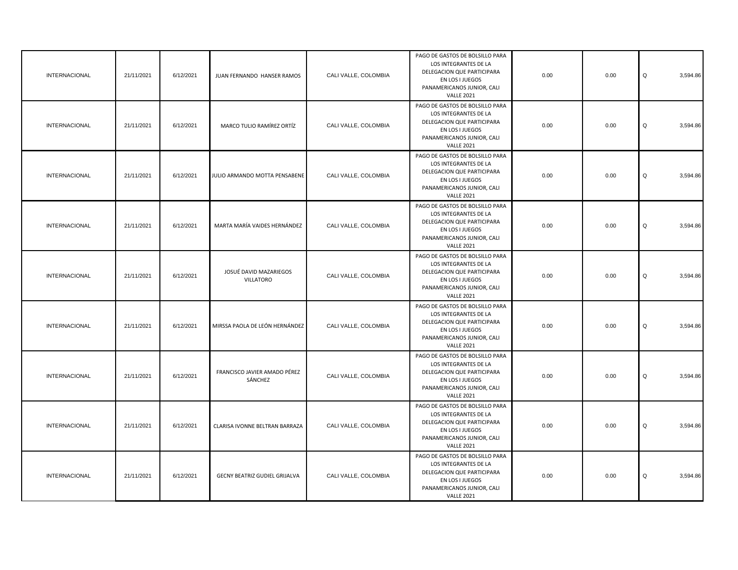| | | | | | | | | |
|---|---|---|---|---|---|---|---|---|
| INTERNACIONAL | 21/11/2021 | 6/12/2021 | JUAN FERNANDO HANSER RAMOS | CALI VALLE, COLOMBIA | PAGO DE GASTOS DE BOLSILLO PARA LOS INTEGRANTES DE LA DELEGACION QUE PARTICIPARA EN LOS I JUEGOS PANAMERICANOS JUNIOR, CALI VALLE 2021 | 0.00 | 0.00 | Q 3,594.86 |
| INTERNACIONAL | 21/11/2021 | 6/12/2021 | MARCO TULIO RAMÍREZ ORTÍZ | CALI VALLE, COLOMBIA | PAGO DE GASTOS DE BOLSILLO PARA LOS INTEGRANTES DE LA DELEGACION QUE PARTICIPARA EN LOS I JUEGOS PANAMERICANOS JUNIOR, CALI VALLE 2021 | 0.00 | 0.00 | Q 3,594.86 |
| INTERNACIONAL | 21/11/2021 | 6/12/2021 | JULIO ARMANDO MOTTA PENSABENE | CALI VALLE, COLOMBIA | PAGO DE GASTOS DE BOLSILLO PARA LOS INTEGRANTES DE LA DELEGACION QUE PARTICIPARA EN LOS I JUEGOS PANAMERICANOS JUNIOR, CALI VALLE 2021 | 0.00 | 0.00 | Q 3,594.86 |
| INTERNACIONAL | 21/11/2021 | 6/12/2021 | MARTA MARÍA VAIDES HERNÁNDEZ | CALI VALLE, COLOMBIA | PAGO DE GASTOS DE BOLSILLO PARA LOS INTEGRANTES DE LA DELEGACION QUE PARTICIPARA EN LOS I JUEGOS PANAMERICANOS JUNIOR, CALI VALLE 2021 | 0.00 | 0.00 | Q 3,594.86 |
| INTERNACIONAL | 21/11/2021 | 6/12/2021 | JOSUÉ DAVID MAZARIEGOS VILLATORO | CALI VALLE, COLOMBIA | PAGO DE GASTOS DE BOLSILLO PARA LOS INTEGRANTES DE LA DELEGACION QUE PARTICIPARA EN LOS I JUEGOS PANAMERICANOS JUNIOR, CALI VALLE 2021 | 0.00 | 0.00 | Q 3,594.86 |
| INTERNACIONAL | 21/11/2021 | 6/12/2021 | MIRSSA PAOLA DE LEÓN HERNÁNDEZ | CALI VALLE, COLOMBIA | PAGO DE GASTOS DE BOLSILLO PARA LOS INTEGRANTES DE LA DELEGACION QUE PARTICIPARA EN LOS I JUEGOS PANAMERICANOS JUNIOR, CALI VALLE 2021 | 0.00 | 0.00 | Q 3,594.86 |
| INTERNACIONAL | 21/11/2021 | 6/12/2021 | FRANCISCO JAVIER AMADO PÉREZ SÁNCHEZ | CALI VALLE, COLOMBIA | PAGO DE GASTOS DE BOLSILLO PARA LOS INTEGRANTES DE LA DELEGACION QUE PARTICIPARA EN LOS I JUEGOS PANAMERICANOS JUNIOR, CALI VALLE 2021 | 0.00 | 0.00 | Q 3,594.86 |
| INTERNACIONAL | 21/11/2021 | 6/12/2021 | CLARISA IVONNE BELTRAN BARRAZA | CALI VALLE, COLOMBIA | PAGO DE GASTOS DE BOLSILLO PARA LOS INTEGRANTES DE LA DELEGACION QUE PARTICIPARA EN LOS I JUEGOS PANAMERICANOS JUNIOR, CALI VALLE 2021 | 0.00 | 0.00 | Q 3,594.86 |
| INTERNACIONAL | 21/11/2021 | 6/12/2021 | GECNY BEATRIZ GUDIEL GRIJALVA | CALI VALLE, COLOMBIA | PAGO DE GASTOS DE BOLSILLO PARA LOS INTEGRANTES DE LA DELEGACION QUE PARTICIPARA EN LOS I JUEGOS PANAMERICANOS JUNIOR, CALI VALLE 2021 | 0.00 | 0.00 | Q 3,594.86 |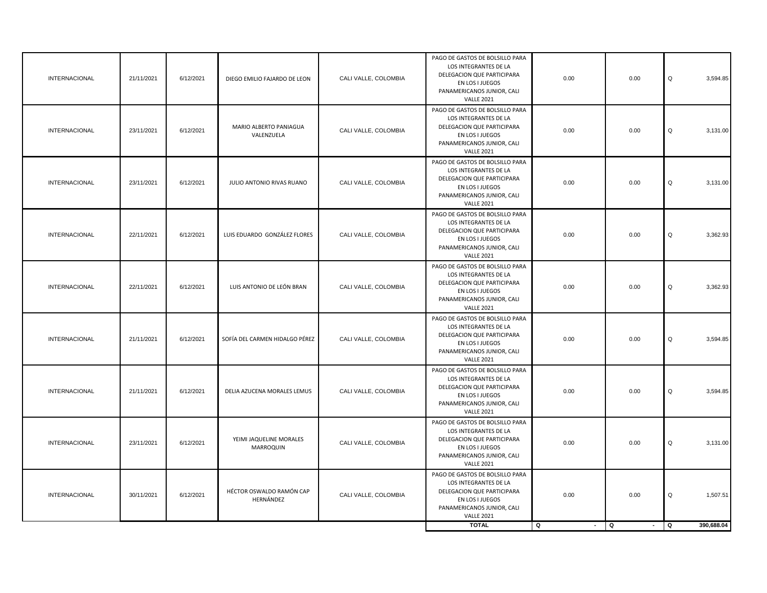| | | | | | | | | |
|---|---|---|---|---|---|---|---|---|
| INTERNACIONAL | 21/11/2021 | 6/12/2021 | DIEGO EMILIO FAJARDO DE LEON | CALI VALLE, COLOMBIA | PAGO DE GASTOS DE BOLSILLO PARA LOS INTEGRANTES DE LA DELEGACION QUE PARTICIPARA EN LOS I JUEGOS PANAMERICANOS JUNIOR, CALI VALLE 2021 | 0.00 | 0.00 | Q 3,594.85 |
| INTERNACIONAL | 23/11/2021 | 6/12/2021 | MARIO ALBERTO PANIAGUA VALENZUELA | CALI VALLE, COLOMBIA | PAGO DE GASTOS DE BOLSILLO PARA LOS INTEGRANTES DE LA DELEGACION QUE PARTICIPARA EN LOS I JUEGOS PANAMERICANOS JUNIOR, CALI VALLE 2021 | 0.00 | 0.00 | Q 3,131.00 |
| INTERNACIONAL | 23/11/2021 | 6/12/2021 | JULIO ANTONIO RIVAS RUANO | CALI VALLE, COLOMBIA | PAGO DE GASTOS DE BOLSILLO PARA LOS INTEGRANTES DE LA DELEGACION QUE PARTICIPARA EN LOS I JUEGOS PANAMERICANOS JUNIOR, CALI VALLE 2021 | 0.00 | 0.00 | Q 3,131.00 |
| INTERNACIONAL | 22/11/2021 | 6/12/2021 | LUIS EDUARDO GONZÁLEZ FLORES | CALI VALLE, COLOMBIA | PAGO DE GASTOS DE BOLSILLO PARA LOS INTEGRANTES DE LA DELEGACION QUE PARTICIPARA EN LOS I JUEGOS PANAMERICANOS JUNIOR, CALI VALLE 2021 | 0.00 | 0.00 | Q 3,362.93 |
| INTERNACIONAL | 22/11/2021 | 6/12/2021 | LUIS ANTONIO DE LEÓN BRAN | CALI VALLE, COLOMBIA | PAGO DE GASTOS DE BOLSILLO PARA LOS INTEGRANTES DE LA DELEGACION QUE PARTICIPARA EN LOS I JUEGOS PANAMERICANOS JUNIOR, CALI VALLE 2021 | 0.00 | 0.00 | Q 3,362.93 |
| INTERNACIONAL | 21/11/2021 | 6/12/2021 | SOFÍA DEL CARMEN HIDALGO PÉREZ | CALI VALLE, COLOMBIA | PAGO DE GASTOS DE BOLSILLO PARA LOS INTEGRANTES DE LA DELEGACION QUE PARTICIPARA EN LOS I JUEGOS PANAMERICANOS JUNIOR, CALI VALLE 2021 | 0.00 | 0.00 | Q 3,594.85 |
| INTERNACIONAL | 21/11/2021 | 6/12/2021 | DELIA AZUCENA MORALES LEMUS | CALI VALLE, COLOMBIA | PAGO DE GASTOS DE BOLSILLO PARA LOS INTEGRANTES DE LA DELEGACION QUE PARTICIPARA EN LOS I JUEGOS PANAMERICANOS JUNIOR, CALI VALLE 2021 | 0.00 | 0.00 | Q 3,594.85 |
| INTERNACIONAL | 23/11/2021 | 6/12/2021 | YEIMI JAQUELINE MORALES MARROQUIN | CALI VALLE, COLOMBIA | PAGO DE GASTOS DE BOLSILLO PARA LOS INTEGRANTES DE LA DELEGACION QUE PARTICIPARA EN LOS I JUEGOS PANAMERICANOS JUNIOR, CALI VALLE 2021 | 0.00 | 0.00 | Q 3,131.00 |
| INTERNACIONAL | 30/11/2021 | 6/12/2021 | HÉCTOR OSWALDO RAMÓN CAP HERNÁNDEZ | CALI VALLE, COLOMBIA | PAGO DE GASTOS DE BOLSILLO PARA LOS INTEGRANTES DE LA DELEGACION QUE PARTICIPARA EN LOS I JUEGOS PANAMERICANOS JUNIOR, CALI VALLE 2021 | 0.00 | 0.00 | Q 1,507.51 |
| | | | | | **TOTAL** | **Q -** | **Q -** | **Q 390,688.04** |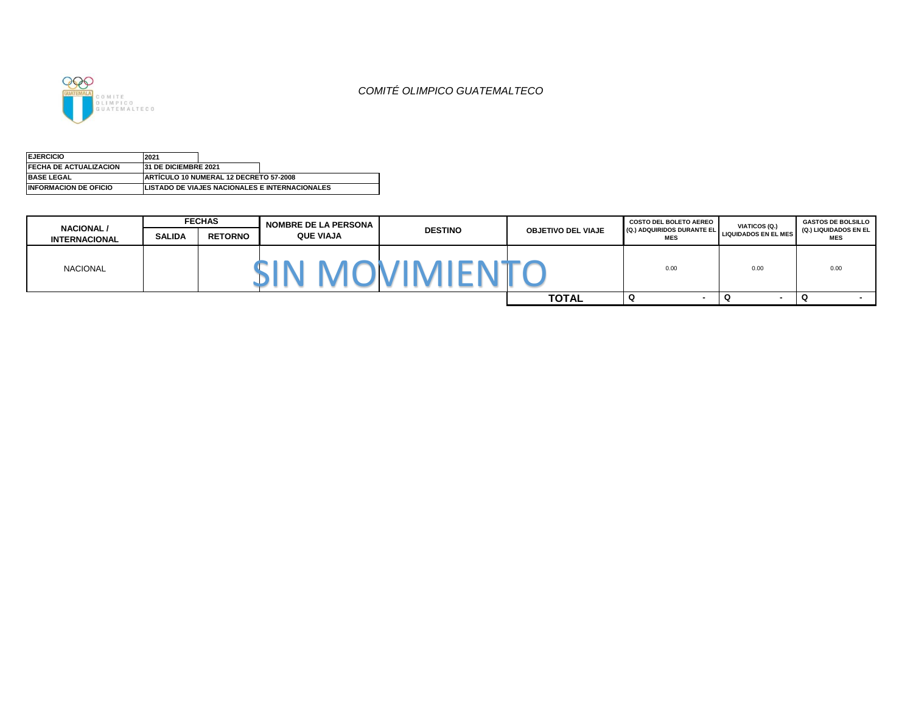*COMITÉ OLIMPICO GUATEMALTECO*

| | |
|---|---|
| **EJERCICIO** | **2021** |
| **FECHA DE ACTUALIZACION** | **31 DE DICIEMBRE 2021** |
| **BASE LEGAL** | **ARTÍCULO 10 NUMERAL 12 DECRETO 57-2008** |
| **INFORMACION DE OFICIO** | **LISTADO DE VIAJES NACIONALES E INTERNACIONALES** |

| NACIONAL / INTERNACIONAL | FECHAS | | NOMBRE DE LA PERSONA QUE VIAJA | DESTINO | OBJETIVO DEL VIAJE | COSTO DEL BOLETO AEREO (Q.) ADQUIRIDOS DURANTE EL MES | VIATICOS (Q.) LIQUIDADOS EN EL MES | GASTOS DE BOLSILLO (Q.) LIQUIDADOS EN EL MES |
|---|---|---|---|---|---|---|---|---|
| | SALIDA | RETORNO | | | | | | |
| NACIONAL | | | SIN MOVIMIENTO | | | 0.00 | 0.00 | 0.00 |
| | | | | | **TOTAL** | Q - | Q - | Q - |